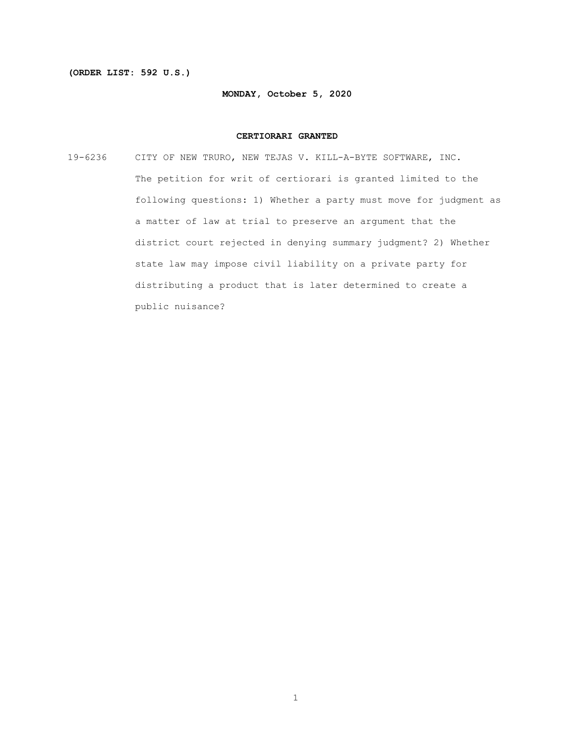**(ORDER LIST: 592 U.S.)**

**MONDAY, October 5, 2020**

**CERTIORARI GRANTED**

19-6236 CITY OF NEW TRURO, NEW TEJAS V. KILL-A-BYTE SOFTWARE, INC.

The petition for writ of certiorari is granted limited to the following questions: 1) Whether a party must move for judgment as a matter of law at trial to preserve an argument that the district court rejected in denying summary judgment? 2) Whether state law may impose civil liability on a private party for distributing a product that is later determined to create a public nuisance?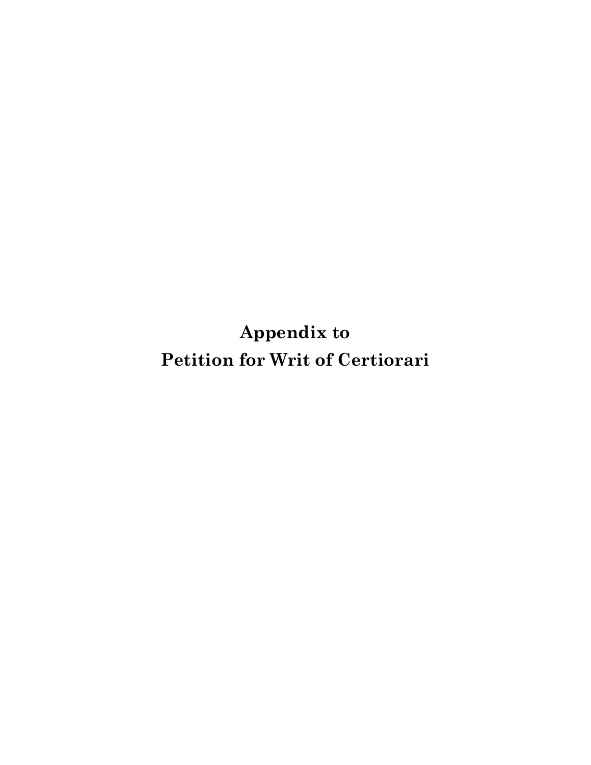# Appendix to
# Petition for Writ of Certiorari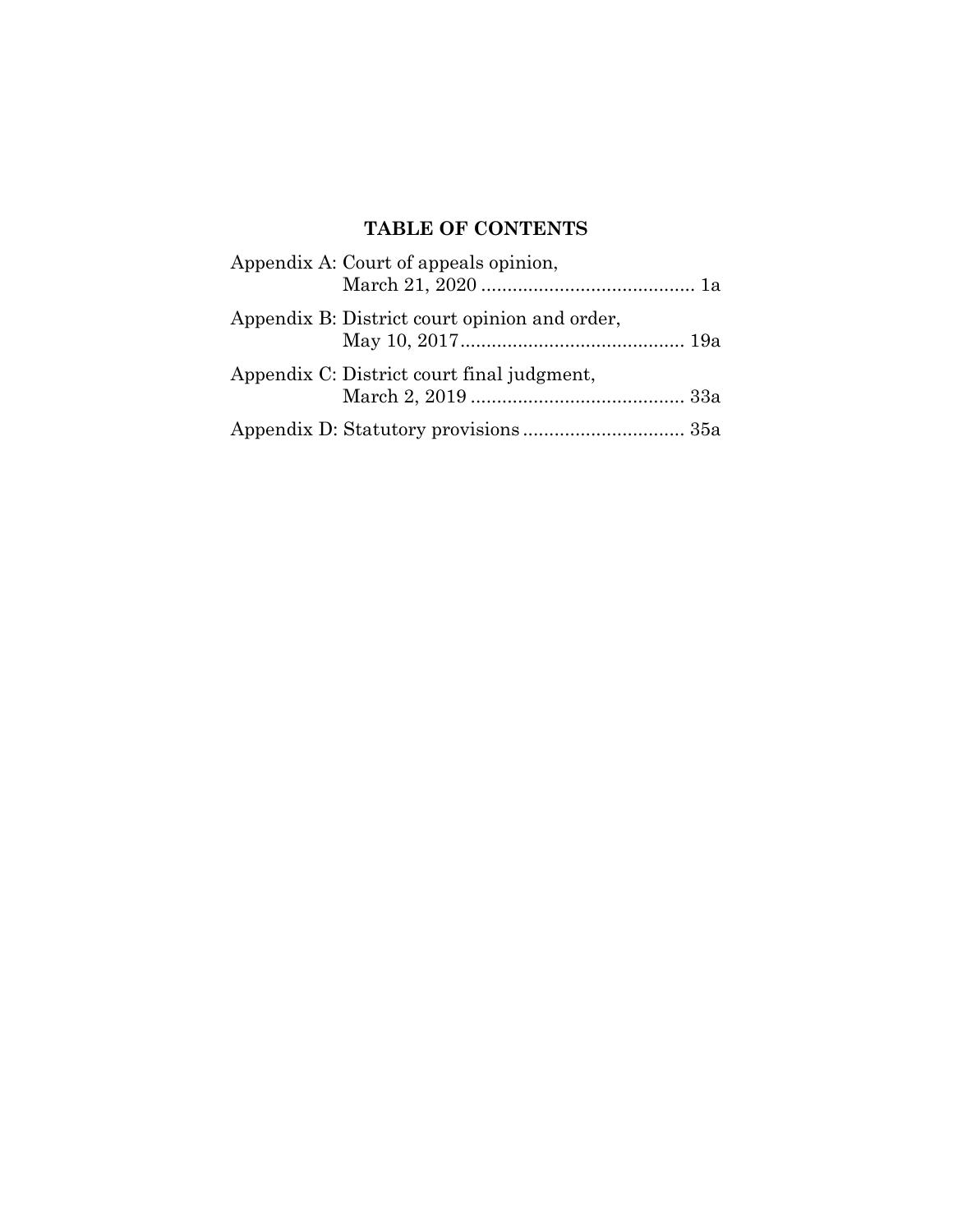## TABLE OF CONTENTS

Appendix A: Court of appeals opinion, March 21, 2020 ........................................ 1a

Appendix B: District court opinion and order, May 10, 2017........................................... 19a

Appendix C: District court final judgment, March 2, 2019 ........................................ 33a

Appendix D: Statutory provisions ............................... 35a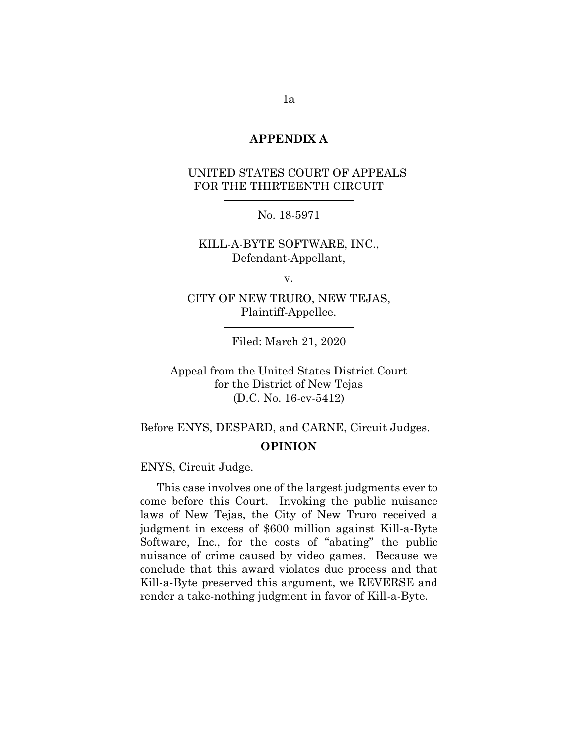## APPENDIX A

UNITED STATES COURT OF APPEALS
FOR THE THIRTEENTH CIRCUIT

---

No. 18-5971

---

KILL-A-BYTE SOFTWARE, INC.,
Defendant-Appellant,

v.

CITY OF NEW TRURO, NEW TEJAS,
Plaintiff-Appellee.

---

Filed: March 21, 2020

---

Appeal from the United States District Court
for the District of New Tejas
(D.C. No. 16-cv-5412)

---

Before ENYS, DESPARD, and CARNE, Circuit Judges.

## OPINION

ENYS, Circuit Judge.

This case involves one of the largest judgments ever to come before this Court. Invoking the public nuisance laws of New Tejas, the City of New Truro received a judgment in excess of $600 million against Kill-a-Byte Software, Inc., for the costs of "abating" the public nuisance of crime caused by video games. Because we conclude that this award violates due process and that Kill-a-Byte preserved this argument, we REVERSE and render a take-nothing judgment in favor of Kill-a-Byte.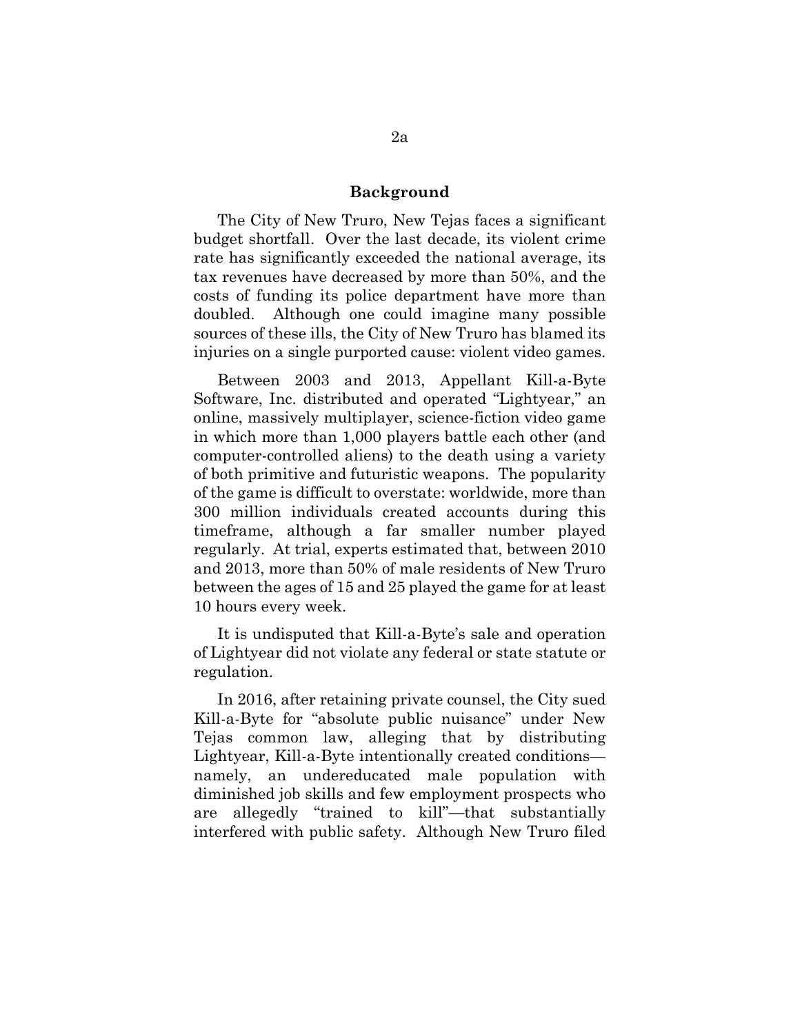## Background

The City of New Truro, New Tejas faces a significant budget shortfall. Over the last decade, its violent crime rate has significantly exceeded the national average, its tax revenues have decreased by more than 50%, and the costs of funding its police department have more than doubled. Although one could imagine many possible sources of these ills, the City of New Truro has blamed its injuries on a single purported cause: violent video games.

Between 2003 and 2013, Appellant Kill-a-Byte Software, Inc. distributed and operated "Lightyear," an online, massively multiplayer, science-fiction video game in which more than 1,000 players battle each other (and computer-controlled aliens) to the death using a variety of both primitive and futuristic weapons. The popularity of the game is difficult to overstate: worldwide, more than 300 million individuals created accounts during this timeframe, although a far smaller number played regularly. At trial, experts estimated that, between 2010 and 2013, more than 50% of male residents of New Truro between the ages of 15 and 25 played the game for at least 10 hours every week.

It is undisputed that Kill-a-Byte's sale and operation of Lightyear did not violate any federal or state statute or regulation.

In 2016, after retaining private counsel, the City sued Kill-a-Byte for "absolute public nuisance" under New Tejas common law, alleging that by distributing Lightyear, Kill-a-Byte intentionally created conditions—namely, an undereducated male population with diminished job skills and few employment prospects who are allegedly "trained to kill"—that substantially interfered with public safety. Although New Truro filed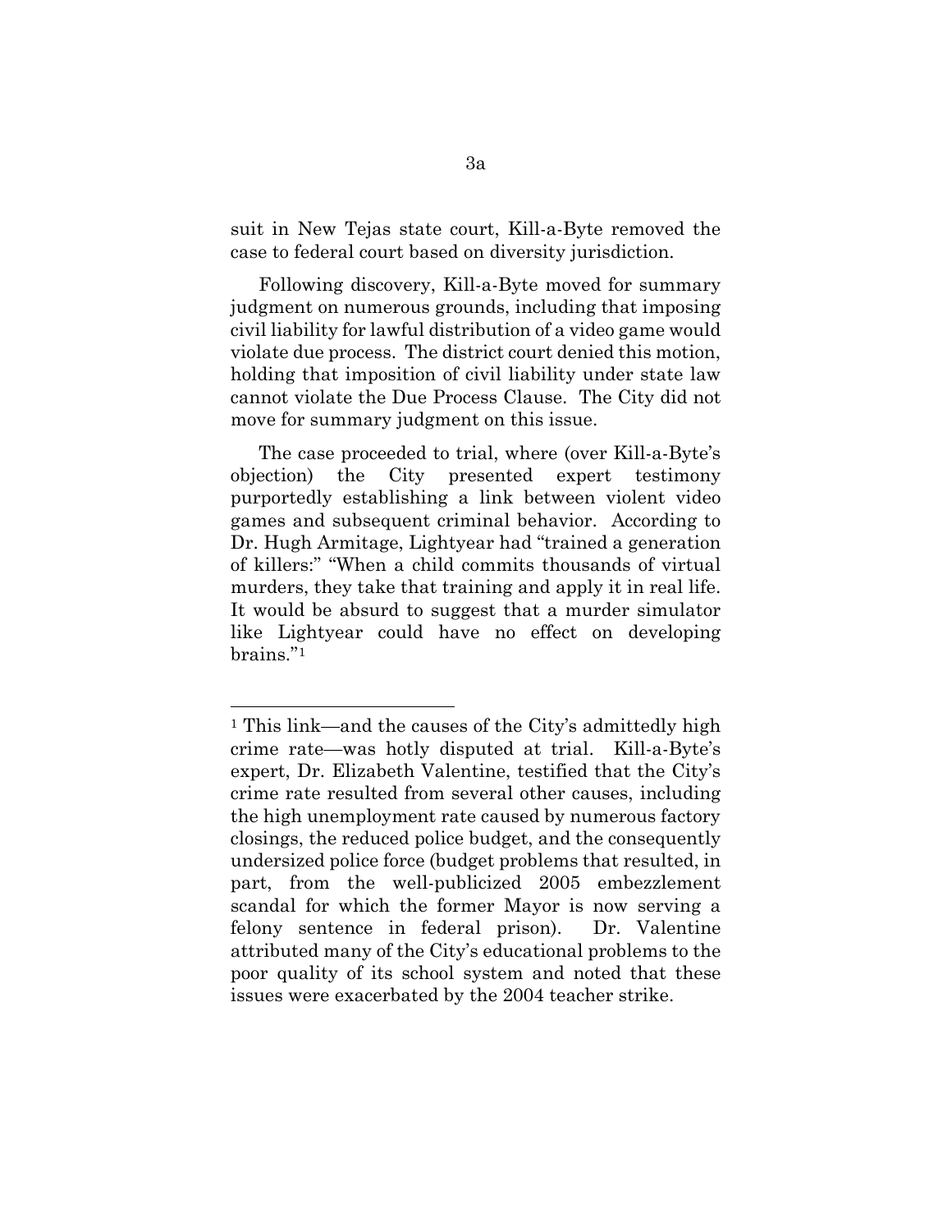suit in New Tejas state court, Kill-a-Byte removed the case to federal court based on diversity jurisdiction.

Following discovery, Kill-a-Byte moved for summary judgment on numerous grounds, including that imposing civil liability for lawful distribution of a video game would violate due process. The district court denied this motion, holding that imposition of civil liability under state law cannot violate the Due Process Clause. The City did not move for summary judgment on this issue.

The case proceeded to trial, where (over Kill-a-Byte's objection) the City presented expert testimony purportedly establishing a link between violent video games and subsequent criminal behavior. According to Dr. Hugh Armitage, Lightyear had "trained a generation of killers:" "When a child commits thousands of virtual murders, they take that training and apply it in real life. It would be absurd to suggest that a murder simulator like Lightyear could have no effect on developing brains."[1]

---

[1] This link—and the causes of the City's admittedly high crime rate—was hotly disputed at trial. Kill-a-Byte's expert, Dr. Elizabeth Valentine, testified that the City's crime rate resulted from several other causes, including the high unemployment rate caused by numerous factory closings, the reduced police budget, and the consequently undersized police force (budget problems that resulted, in part, from the well-publicized 2005 embezzlement scandal for which the former Mayor is now serving a felony sentence in federal prison). Dr. Valentine attributed many of the City's educational problems to the poor quality of its school system and noted that these issues were exacerbated by the 2004 teacher strike.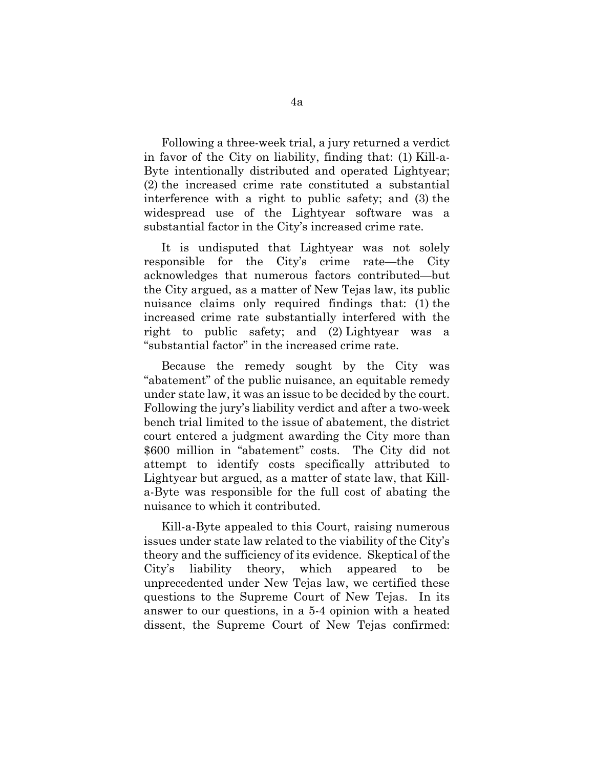Following a three-week trial, a jury returned a verdict in favor of the City on liability, finding that: (1) Kill-a-Byte intentionally distributed and operated Lightyear; (2) the increased crime rate constituted a substantial interference with a right to public safety; and (3) the widespread use of the Lightyear software was a substantial factor in the City's increased crime rate.

It is undisputed that Lightyear was not solely responsible for the City's crime rate—the City acknowledges that numerous factors contributed—but the City argued, as a matter of New Tejas law, its public nuisance claims only required findings that: (1) the increased crime rate substantially interfered with the right to public safety; and (2) Lightyear was a "substantial factor" in the increased crime rate.

Because the remedy sought by the City was "abatement" of the public nuisance, an equitable remedy under state law, it was an issue to be decided by the court. Following the jury's liability verdict and after a two-week bench trial limited to the issue of abatement, the district court entered a judgment awarding the City more than $600 million in "abatement" costs. The City did not attempt to identify costs specifically attributed to Lightyear but argued, as a matter of state law, that Kill-a-Byte was responsible for the full cost of abating the nuisance to which it contributed.

Kill-a-Byte appealed to this Court, raising numerous issues under state law related to the viability of the City's theory and the sufficiency of its evidence. Skeptical of the City's liability theory, which appeared to be unprecedented under New Tejas law, we certified these questions to the Supreme Court of New Tejas. In its answer to our questions, in a 5-4 opinion with a heated dissent, the Supreme Court of New Tejas confirmed: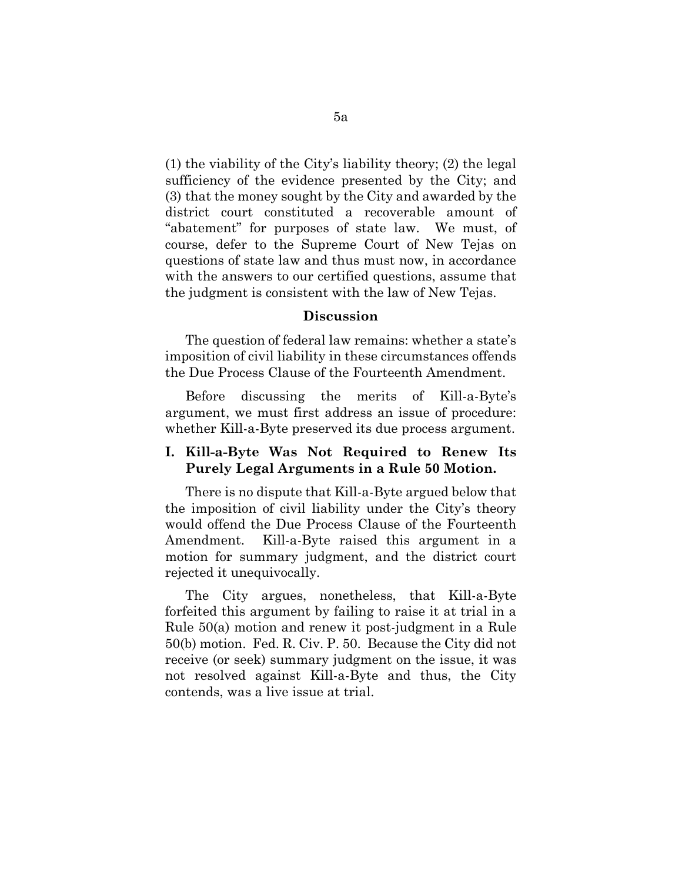(1) the viability of the City's liability theory; (2) the legal sufficiency of the evidence presented by the City; and (3) that the money sought by the City and awarded by the district court constituted a recoverable amount of "abatement" for purposes of state law. We must, of course, defer to the Supreme Court of New Tejas on questions of state law and thus must now, in accordance with the answers to our certified questions, assume that the judgment is consistent with the law of New Tejas.

## Discussion

The question of federal law remains: whether a state's imposition of civil liability in these circumstances offends the Due Process Clause of the Fourteenth Amendment.

Before discussing the merits of Kill-a-Byte's argument, we must first address an issue of procedure: whether Kill-a-Byte preserved its due process argument.

### I. Kill-a-Byte Was Not Required to Renew Its Purely Legal Arguments in a Rule 50 Motion.

There is no dispute that Kill-a-Byte argued below that the imposition of civil liability under the City's theory would offend the Due Process Clause of the Fourteenth Amendment. Kill-a-Byte raised this argument in a motion for summary judgment, and the district court rejected it unequivocally.

The City argues, nonetheless, that Kill-a-Byte forfeited this argument by failing to raise it at trial in a Rule 50(a) motion and renew it post-judgment in a Rule 50(b) motion. Fed. R. Civ. P. 50. Because the City did not receive (or seek) summary judgment on the issue, it was not resolved against Kill-a-Byte and thus, the City contends, was a live issue at trial.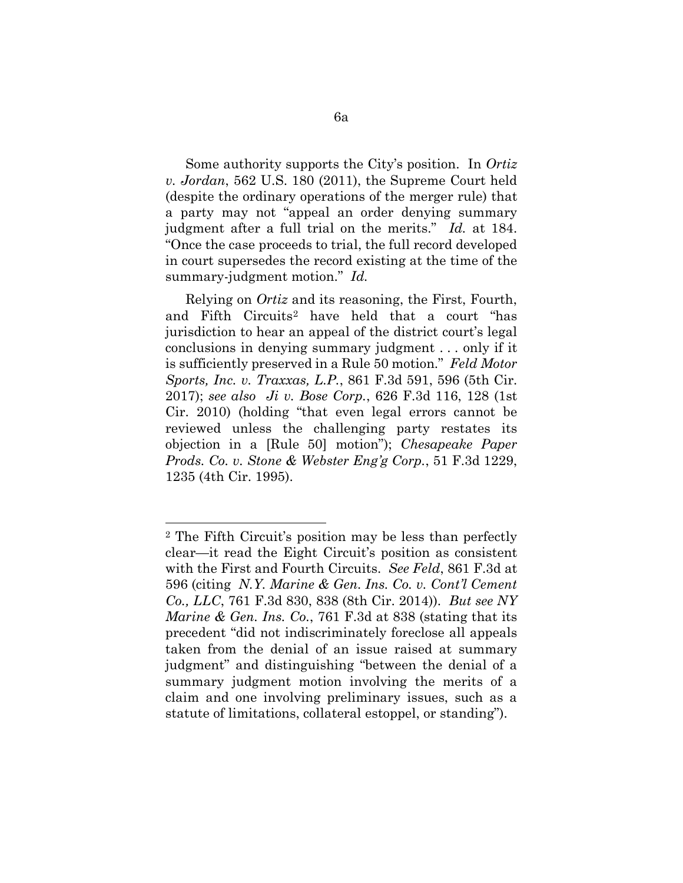Some authority supports the City's position. In *Ortiz v. Jordan*, 562 U.S. 180 (2011), the Supreme Court held (despite the ordinary operations of the merger rule) that a party may not "appeal an order denying summary judgment after a full trial on the merits." *Id.* at 184. "Once the case proceeds to trial, the full record developed in court supersedes the record existing at the time of the summary-judgment motion." *Id.*

Relying on *Ortiz* and its reasoning, the First, Fourth, and Fifth Circuits[2] have held that a court "has jurisdiction to hear an appeal of the district court's legal conclusions in denying summary judgment . . . only if it is sufficiently preserved in a Rule 50 motion." *Feld Motor Sports, Inc. v. Traxxas, L.P.*, 861 F.3d 591, 596 (5th Cir. 2017); *see also Ji v. Bose Corp.*, 626 F.3d 116, 128 (1st Cir. 2010) (holding "that even legal errors cannot be reviewed unless the challenging party restates its objection in a [Rule 50] motion"); *Chesapeake Paper Prods. Co. v. Stone & Webster Eng'g Corp.*, 51 F.3d 1229, 1235 (4th Cir. 1995).

---

[2] The Fifth Circuit's position may be less than perfectly clear—it read the Eight Circuit's position as consistent with the First and Fourth Circuits. *See Feld*, 861 F.3d at 596 (citing *N.Y. Marine & Gen. Ins. Co. v. Cont'l Cement Co., LLC*, 761 F.3d 830, 838 (8th Cir. 2014)). *But see NY Marine & Gen. Ins. Co.*, 761 F.3d at 838 (stating that its precedent "did not indiscriminately foreclose all appeals taken from the denial of an issue raised at summary judgment" and distinguishing "between the denial of a summary judgment motion involving the merits of a claim and one involving preliminary issues, such as a statute of limitations, collateral estoppel, or standing").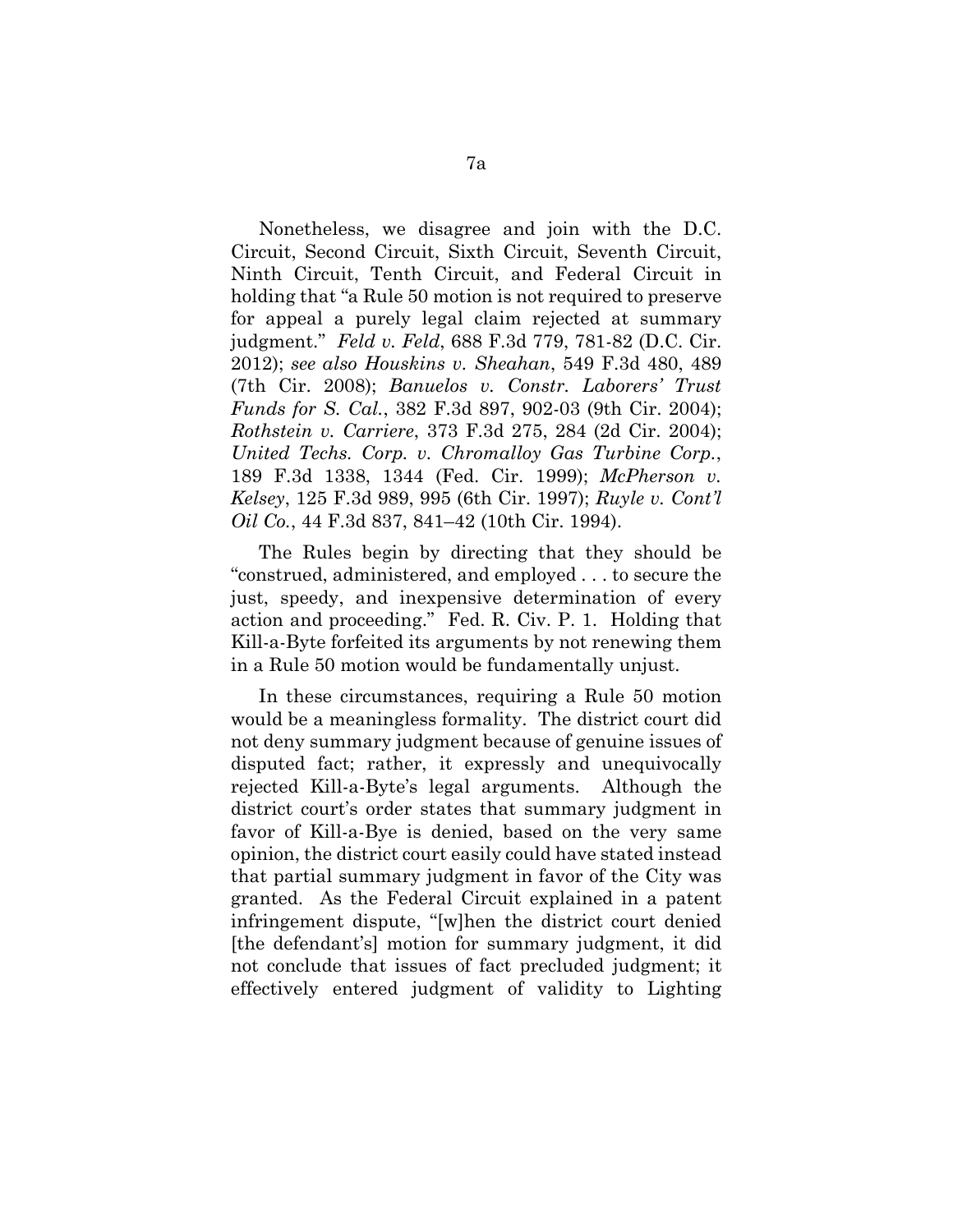Nonetheless, we disagree and join with the D.C. Circuit, Second Circuit, Sixth Circuit, Seventh Circuit, Ninth Circuit, Tenth Circuit, and Federal Circuit in holding that "a Rule 50 motion is not required to preserve for appeal a purely legal claim rejected at summary judgment." *Feld v. Feld*, 688 F.3d 779, 781-82 (D.C. Cir. 2012); *see also Houskins v. Sheahan*, 549 F.3d 480, 489 (7th Cir. 2008); *Banuelos v. Constr. Laborers' Trust Funds for S. Cal.*, 382 F.3d 897, 902-03 (9th Cir. 2004); *Rothstein v. Carriere*, 373 F.3d 275, 284 (2d Cir. 2004); *United Techs. Corp. v. Chromalloy Gas Turbine Corp.*, 189 F.3d 1338, 1344 (Fed. Cir. 1999); *McPherson v. Kelsey*, 125 F.3d 989, 995 (6th Cir. 1997); *Ruyle v. Cont'l Oil Co.*, 44 F.3d 837, 841–42 (10th Cir. 1994).

The Rules begin by directing that they should be "construed, administered, and employed . . . to secure the just, speedy, and inexpensive determination of every action and proceeding." Fed. R. Civ. P. 1. Holding that Kill-a-Byte forfeited its arguments by not renewing them in a Rule 50 motion would be fundamentally unjust.

In these circumstances, requiring a Rule 50 motion would be a meaningless formality. The district court did not deny summary judgment because of genuine issues of disputed fact; rather, it expressly and unequivocally rejected Kill-a-Byte's legal arguments. Although the district court's order states that summary judgment in favor of Kill-a-Bye is denied, based on the very same opinion, the district court easily could have stated instead that partial summary judgment in favor of the City was granted. As the Federal Circuit explained in a patent infringement dispute, "[w]hen the district court denied [the defendant's] motion for summary judgment, it did not conclude that issues of fact precluded judgment; it effectively entered judgment of validity to Lighting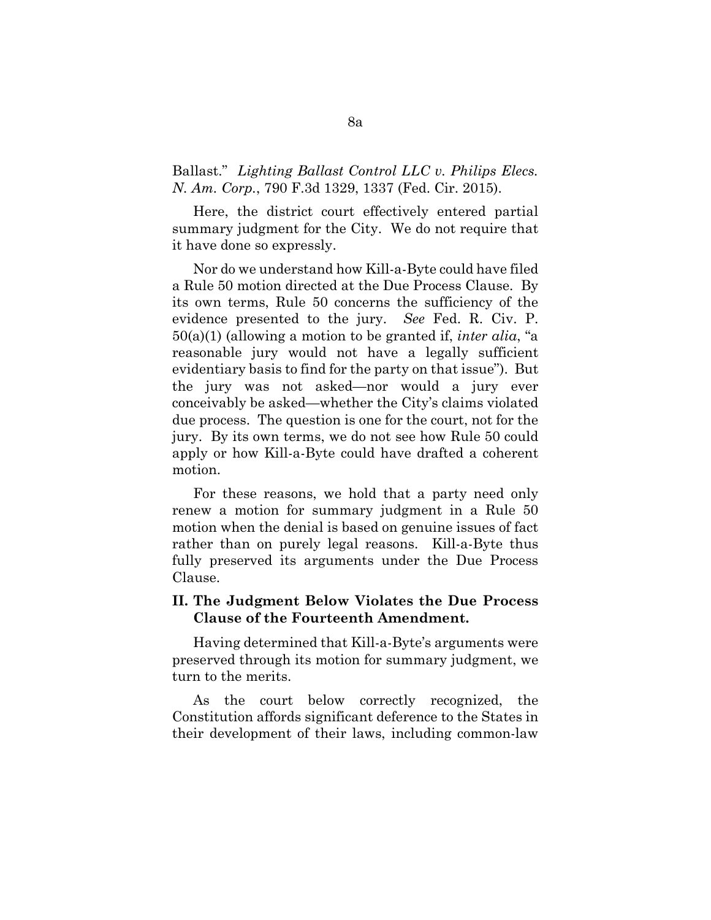Ballast." *Lighting Ballast Control LLC v. Philips Elecs. N. Am. Corp.*, 790 F.3d 1329, 1337 (Fed. Cir. 2015).

Here, the district court effectively entered partial summary judgment for the City. We do not require that it have done so expressly.

Nor do we understand how Kill-a-Byte could have filed a Rule 50 motion directed at the Due Process Clause. By its own terms, Rule 50 concerns the sufficiency of the evidence presented to the jury. *See* Fed. R. Civ. P. 50(a)(1) (allowing a motion to be granted if, *inter alia*, "a reasonable jury would not have a legally sufficient evidentiary basis to find for the party on that issue"). But the jury was not asked—nor would a jury ever conceivably be asked—whether the City's claims violated due process. The question is one for the court, not for the jury. By its own terms, we do not see how Rule 50 could apply or how Kill-a-Byte could have drafted a coherent motion.

For these reasons, we hold that a party need only renew a motion for summary judgment in a Rule 50 motion when the denial is based on genuine issues of fact rather than on purely legal reasons. Kill-a-Byte thus fully preserved its arguments under the Due Process Clause.

## II. The Judgment Below Violates the Due Process Clause of the Fourteenth Amendment.

Having determined that Kill-a-Byte's arguments were preserved through its motion for summary judgment, we turn to the merits.

As the court below correctly recognized, the Constitution affords significant deference to the States in their development of their laws, including common-law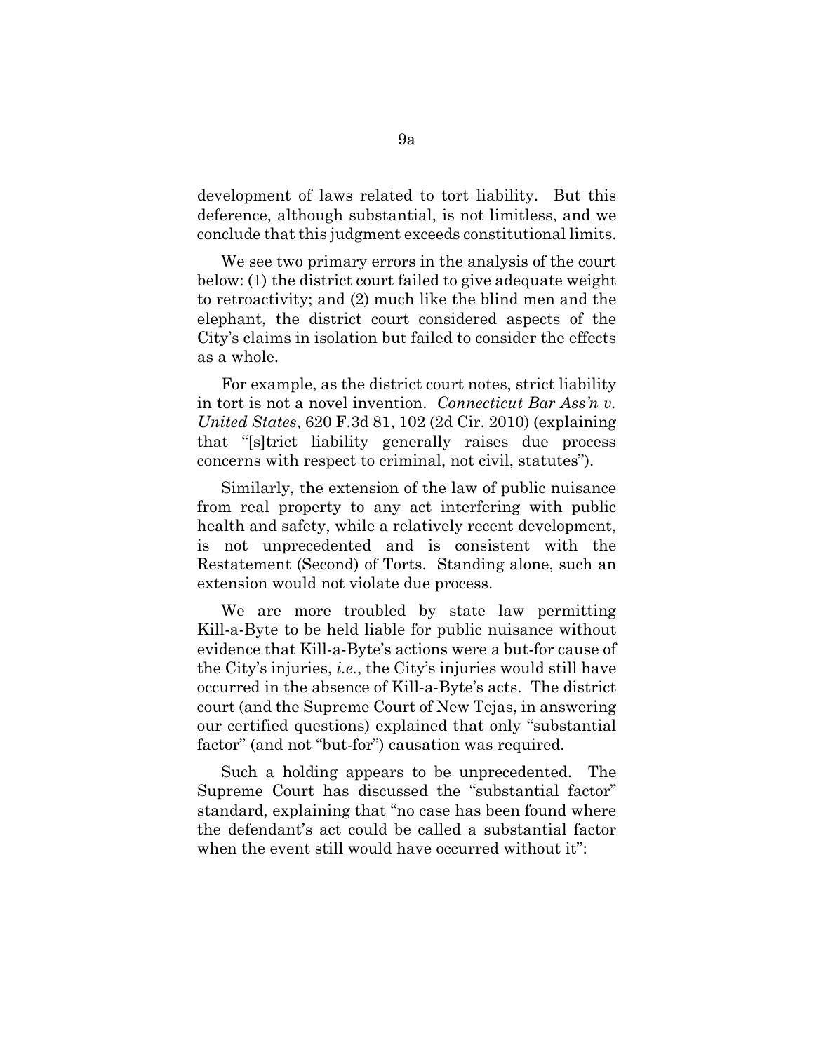development of laws related to tort liability. But this deference, although substantial, is not limitless, and we conclude that this judgment exceeds constitutional limits.

We see two primary errors in the analysis of the court below: (1) the district court failed to give adequate weight to retroactivity; and (2) much like the blind men and the elephant, the district court considered aspects of the City's claims in isolation but failed to consider the effects as a whole.

For example, as the district court notes, strict liability in tort is not a novel invention. *Connecticut Bar Ass'n v. United States*, 620 F.3d 81, 102 (2d Cir. 2010) (explaining that "[s]trict liability generally raises due process concerns with respect to criminal, not civil, statutes").

Similarly, the extension of the law of public nuisance from real property to any act interfering with public health and safety, while a relatively recent development, is not unprecedented and is consistent with the Restatement (Second) of Torts. Standing alone, such an extension would not violate due process.

We are more troubled by state law permitting Kill-a-Byte to be held liable for public nuisance without evidence that Kill-a-Byte's actions were a but-for cause of the City's injuries, *i.e.*, the City's injuries would still have occurred in the absence of Kill-a-Byte's acts. The district court (and the Supreme Court of New Tejas, in answering our certified questions) explained that only "substantial factor" (and not "but-for") causation was required.

Such a holding appears to be unprecedented. The Supreme Court has discussed the "substantial factor" standard, explaining that "no case has been found where the defendant's act could be called a substantial factor when the event still would have occurred without it":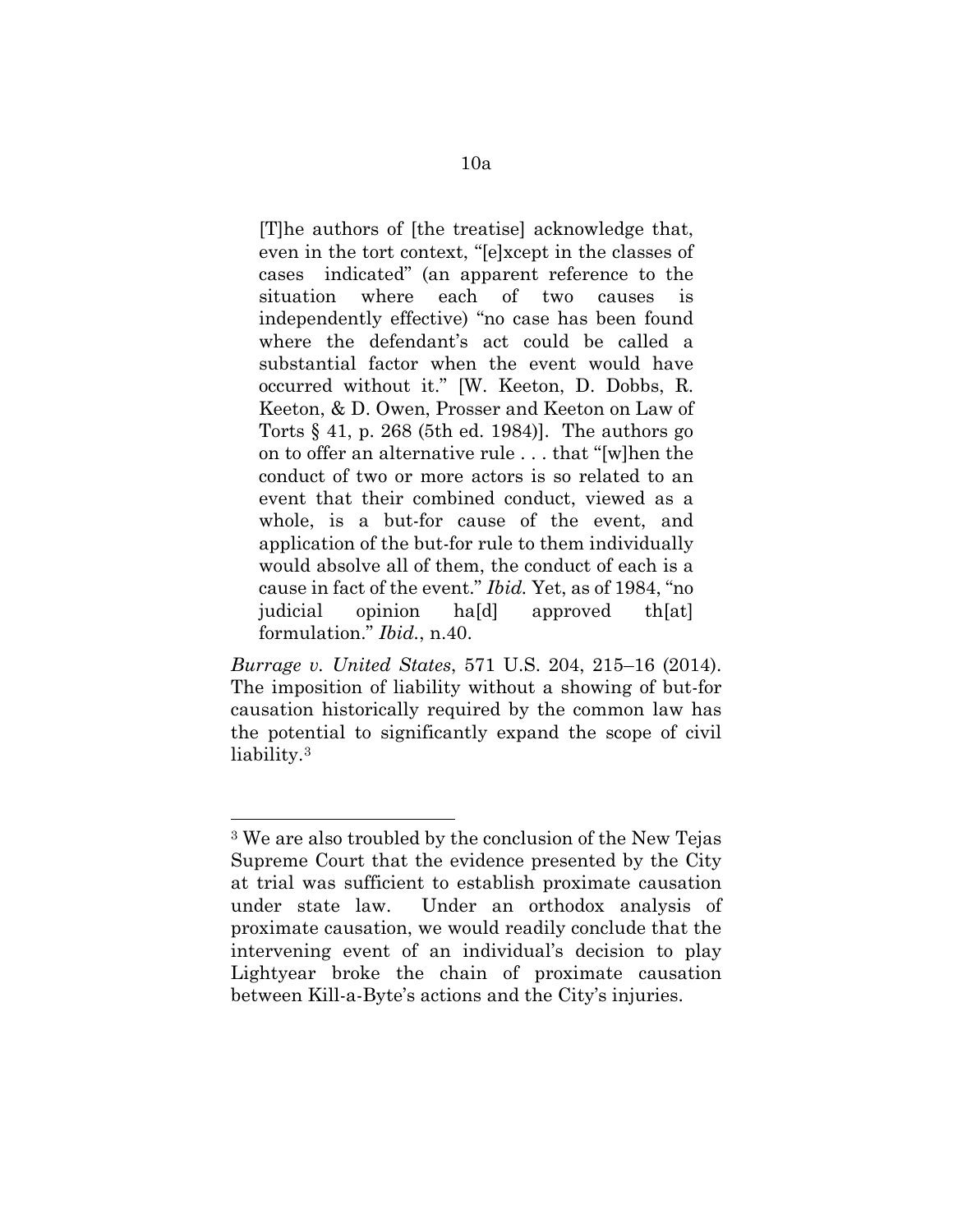> [T]he authors of [the treatise] acknowledge that, even in the tort context, "[e]xcept in the classes of cases indicated" (an apparent reference to the situation where each of two causes is independently effective) "no case has been found where the defendant's act could be called a substantial factor when the event would have occurred without it." [W. Keeton, D. Dobbs, R. Keeton, & D. Owen, Prosser and Keeton on Law of Torts § 41, p. 268 (5th ed. 1984)]. The authors go on to offer an alternative rule . . . that "[w]hen the conduct of two or more actors is so related to an event that their combined conduct, viewed as a whole, is a but-for cause of the event, and application of the but-for rule to them individually would absolve all of them, the conduct of each is a cause in fact of the event." *Ibid.* Yet, as of 1984, "no judicial opinion ha[d] approved th[at] formulation." *Ibid.*, n.40.

*Burrage v. United States*, 571 U.S. 204, 215–16 (2014). The imposition of liability without a showing of but-for causation historically required by the common law has the potential to significantly expand the scope of civil liability.[3]

---

[3] We are also troubled by the conclusion of the New Tejas Supreme Court that the evidence presented by the City at trial was sufficient to establish proximate causation under state law. Under an orthodox analysis of proximate causation, we would readily conclude that the intervening event of an individual's decision to play Lightyear broke the chain of proximate causation between Kill-a-Byte's actions and the City's injuries.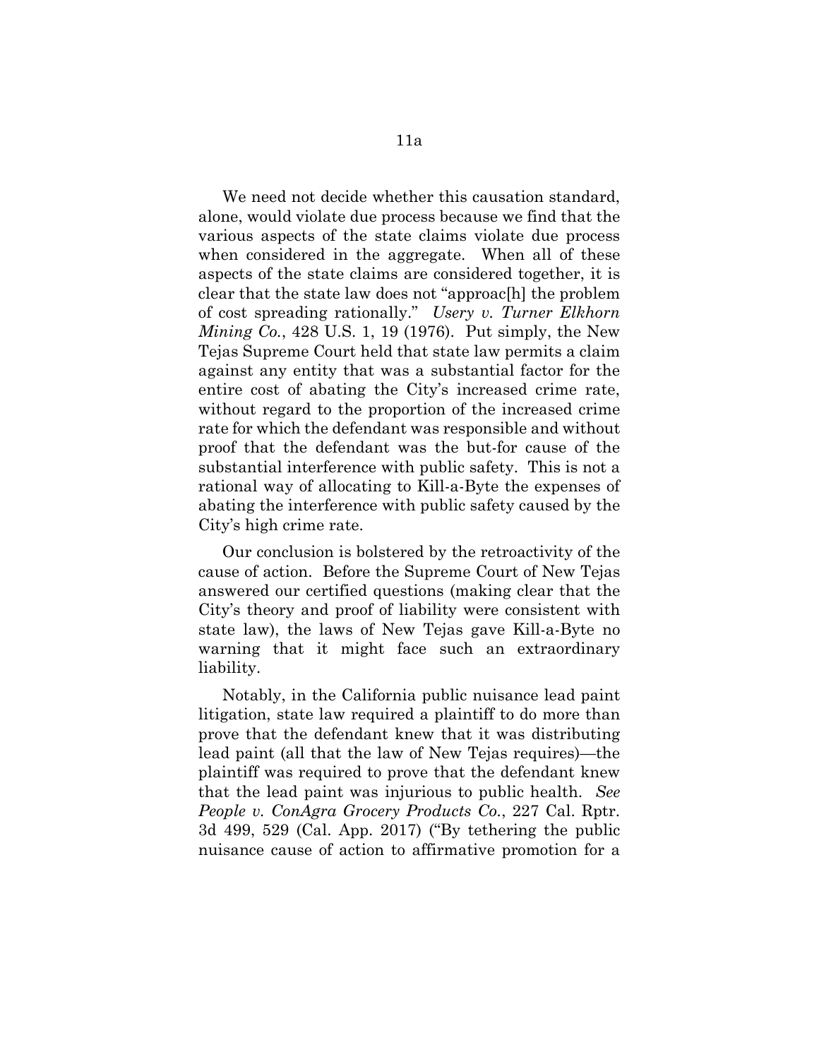We need not decide whether this causation standard, alone, would violate due process because we find that the various aspects of the state claims violate due process when considered in the aggregate. When all of these aspects of the state claims are considered together, it is clear that the state law does not "approac[h] the problem of cost spreading rationally." *Usery v. Turner Elkhorn Mining Co.*, 428 U.S. 1, 19 (1976). Put simply, the New Tejas Supreme Court held that state law permits a claim against any entity that was a substantial factor for the entire cost of abating the City's increased crime rate, without regard to the proportion of the increased crime rate for which the defendant was responsible and without proof that the defendant was the but-for cause of the substantial interference with public safety. This is not a rational way of allocating to Kill-a-Byte the expenses of abating the interference with public safety caused by the City's high crime rate.

Our conclusion is bolstered by the retroactivity of the cause of action. Before the Supreme Court of New Tejas answered our certified questions (making clear that the City's theory and proof of liability were consistent with state law), the laws of New Tejas gave Kill-a-Byte no warning that it might face such an extraordinary liability.

Notably, in the California public nuisance lead paint litigation, state law required a plaintiff to do more than prove that the defendant knew that it was distributing lead paint (all that the law of New Tejas requires)—the plaintiff was required to prove that the defendant knew that the lead paint was injurious to public health. *See People v. ConAgra Grocery Products Co.*, 227 Cal. Rptr. 3d 499, 529 (Cal. App. 2017) ("By tethering the public nuisance cause of action to affirmative promotion for a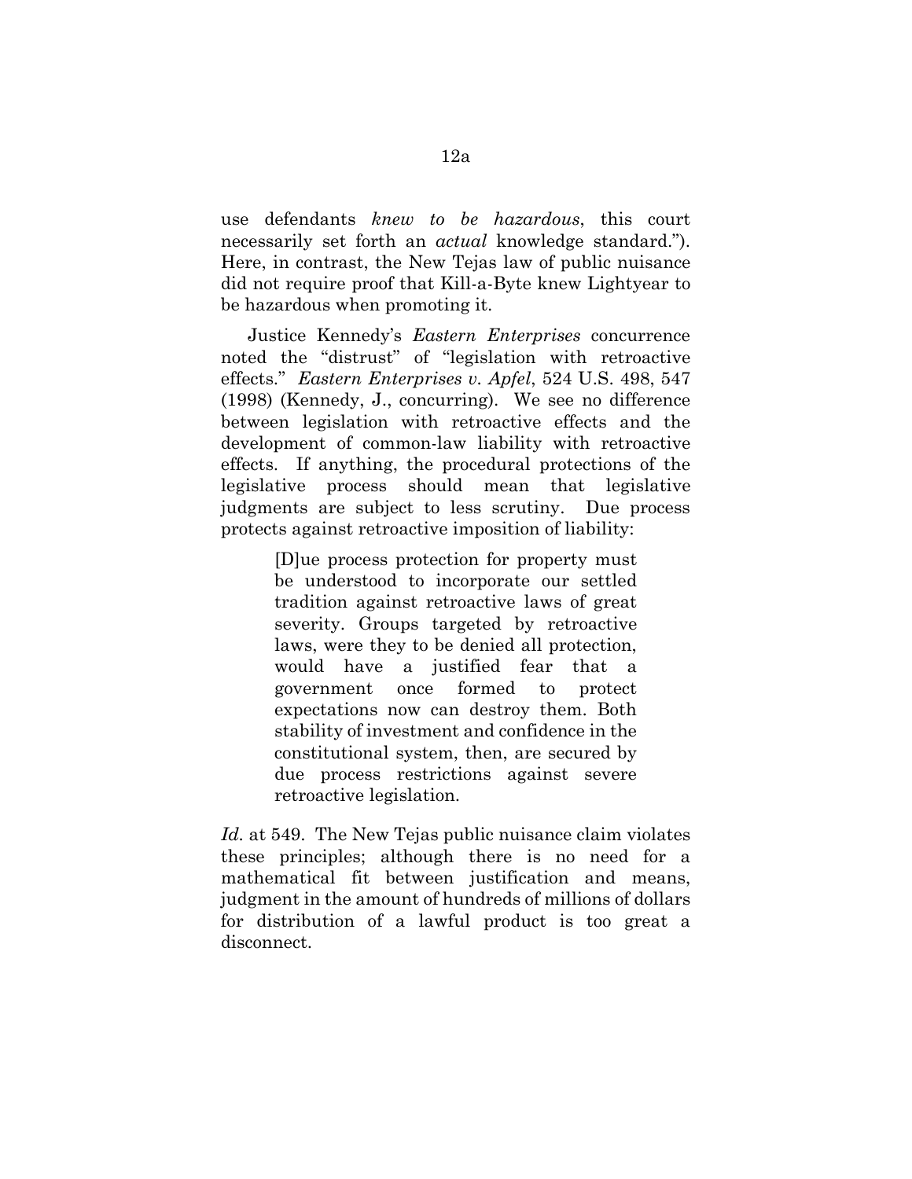use defendants *knew to be hazardous*, this court necessarily set forth an *actual* knowledge standard."). Here, in contrast, the New Tejas law of public nuisance did not require proof that Kill-a-Byte knew Lightyear to be hazardous when promoting it.

Justice Kennedy's *Eastern Enterprises* concurrence noted the "distrust" of "legislation with retroactive effects." *Eastern Enterprises v. Apfel*, 524 U.S. 498, 547 (1998) (Kennedy, J., concurring). We see no difference between legislation with retroactive effects and the development of common-law liability with retroactive effects. If anything, the procedural protections of the legislative process should mean that legislative judgments are subject to less scrutiny. Due process protects against retroactive imposition of liability:

> [D]ue process protection for property must be understood to incorporate our settled tradition against retroactive laws of great severity. Groups targeted by retroactive laws, were they to be denied all protection, would have a justified fear that a government once formed to protect expectations now can destroy them. Both stability of investment and confidence in the constitutional system, then, are secured by due process restrictions against severe retroactive legislation.

*Id.* at 549. The New Tejas public nuisance claim violates these principles; although there is no need for a mathematical fit between justification and means, judgment in the amount of hundreds of millions of dollars for distribution of a lawful product is too great a disconnect.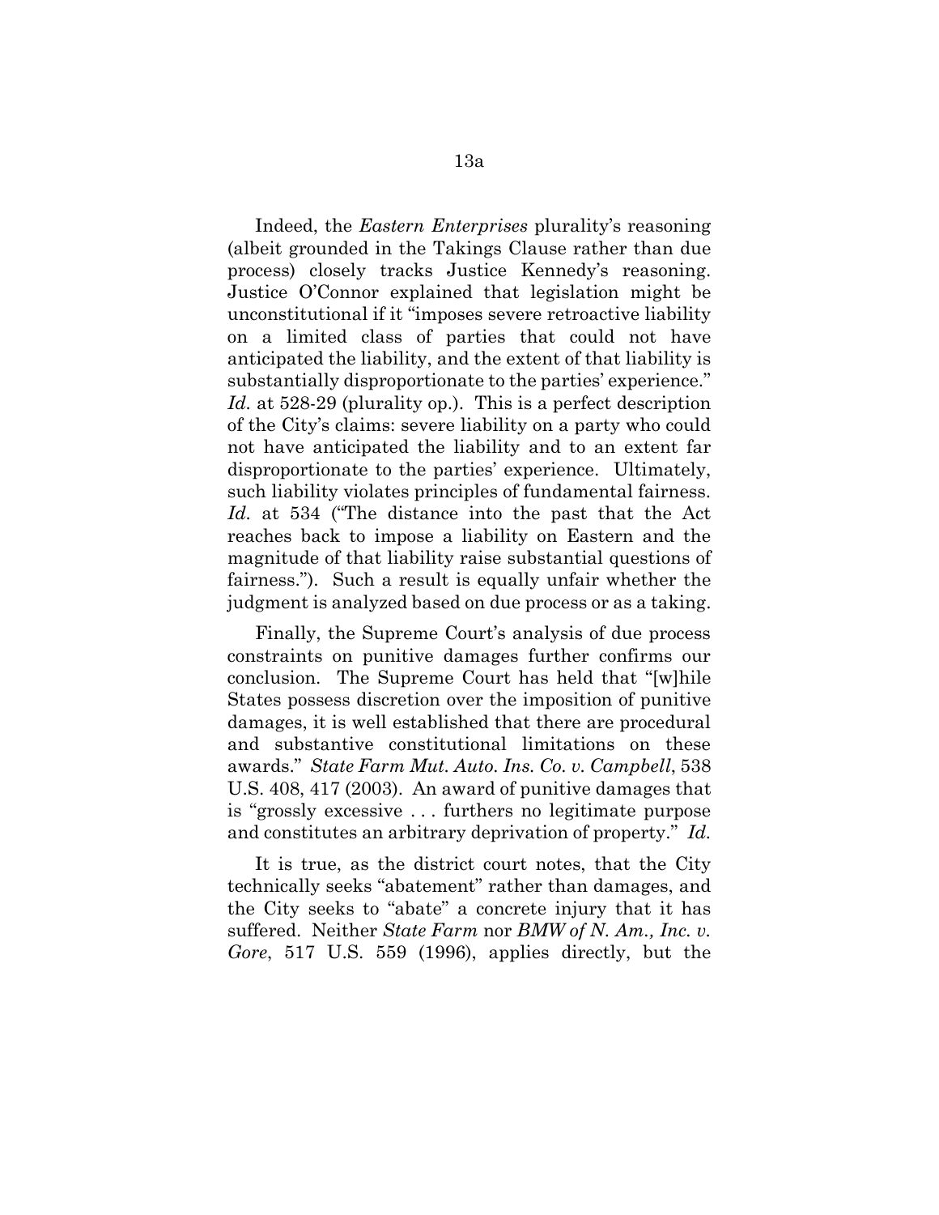Indeed, the *Eastern Enterprises* plurality's reasoning (albeit grounded in the Takings Clause rather than due process) closely tracks Justice Kennedy's reasoning. Justice O'Connor explained that legislation might be unconstitutional if it "imposes severe retroactive liability on a limited class of parties that could not have anticipated the liability, and the extent of that liability is substantially disproportionate to the parties' experience." *Id.* at 528-29 (plurality op.). This is a perfect description of the City's claims: severe liability on a party who could not have anticipated the liability and to an extent far disproportionate to the parties' experience. Ultimately, such liability violates principles of fundamental fairness. *Id.* at 534 ("The distance into the past that the Act reaches back to impose a liability on Eastern and the magnitude of that liability raise substantial questions of fairness."). Such a result is equally unfair whether the judgment is analyzed based on due process or as a taking.

Finally, the Supreme Court's analysis of due process constraints on punitive damages further confirms our conclusion. The Supreme Court has held that "[w]hile States possess discretion over the imposition of punitive damages, it is well established that there are procedural and substantive constitutional limitations on these awards." *State Farm Mut. Auto. Ins. Co. v. Campbell*, 538 U.S. 408, 417 (2003). An award of punitive damages that is "grossly excessive . . . furthers no legitimate purpose and constitutes an arbitrary deprivation of property." *Id.*

It is true, as the district court notes, that the City technically seeks "abatement" rather than damages, and the City seeks to "abate" a concrete injury that it has suffered. Neither *State Farm* nor *BMW of N. Am., Inc. v. Gore*, 517 U.S. 559 (1996), applies directly, but the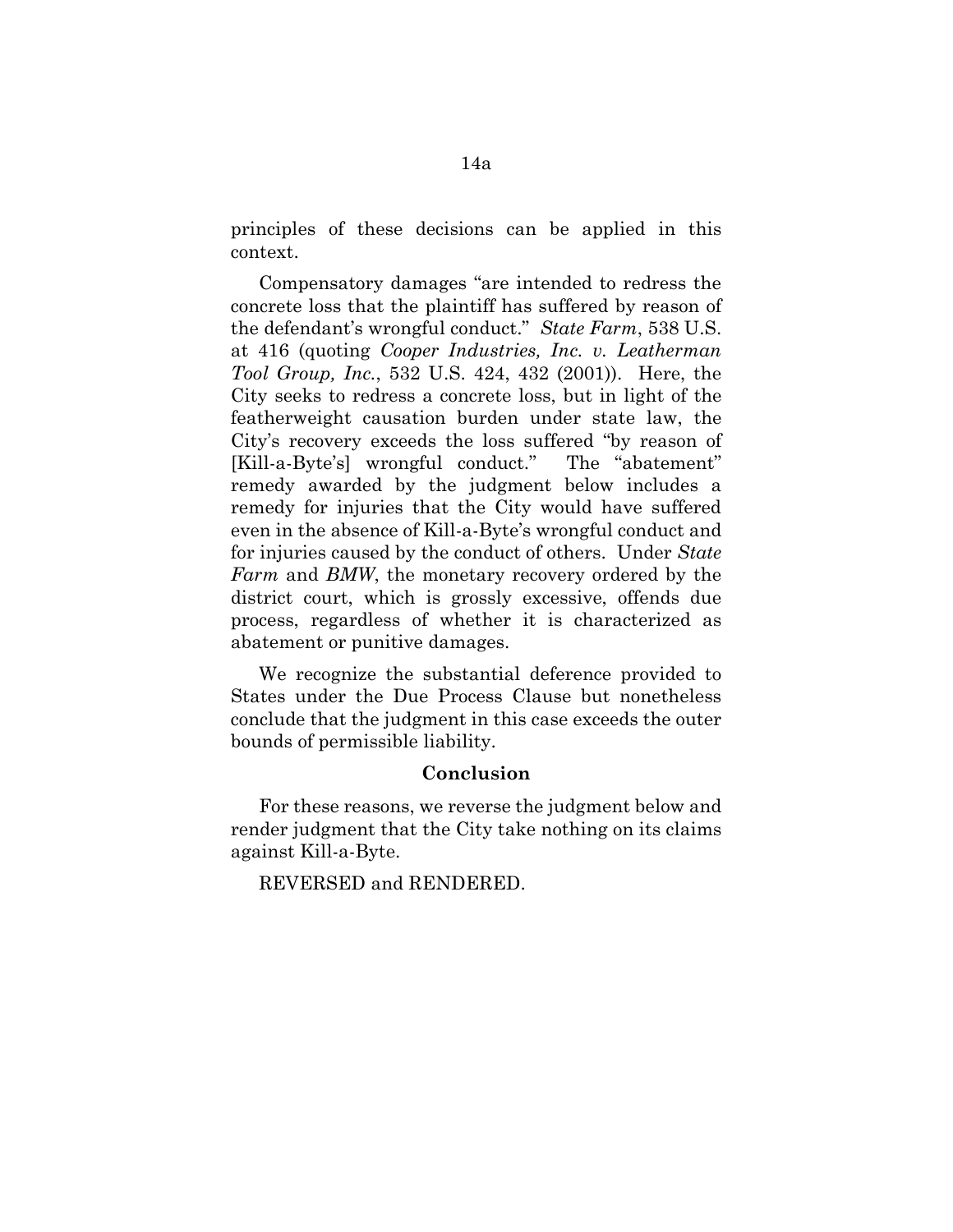principles of these decisions can be applied in this context.

Compensatory damages "are intended to redress the concrete loss that the plaintiff has suffered by reason of the defendant's wrongful conduct." *State Farm*, 538 U.S. at 416 (quoting *Cooper Industries, Inc. v. Leatherman Tool Group, Inc.*, 532 U.S. 424, 432 (2001)). Here, the City seeks to redress a concrete loss, but in light of the featherweight causation burden under state law, the City's recovery exceeds the loss suffered "by reason of [Kill-a-Byte's] wrongful conduct." The "abatement" remedy awarded by the judgment below includes a remedy for injuries that the City would have suffered even in the absence of Kill-a-Byte's wrongful conduct and for injuries caused by the conduct of others. Under *State Farm* and *BMW*, the monetary recovery ordered by the district court, which is grossly excessive, offends due process, regardless of whether it is characterized as abatement or punitive damages.

We recognize the substantial deference provided to States under the Due Process Clause but nonetheless conclude that the judgment in this case exceeds the outer bounds of permissible liability.

## Conclusion

For these reasons, we reverse the judgment below and render judgment that the City take nothing on its claims against Kill-a-Byte.

REVERSED and RENDERED.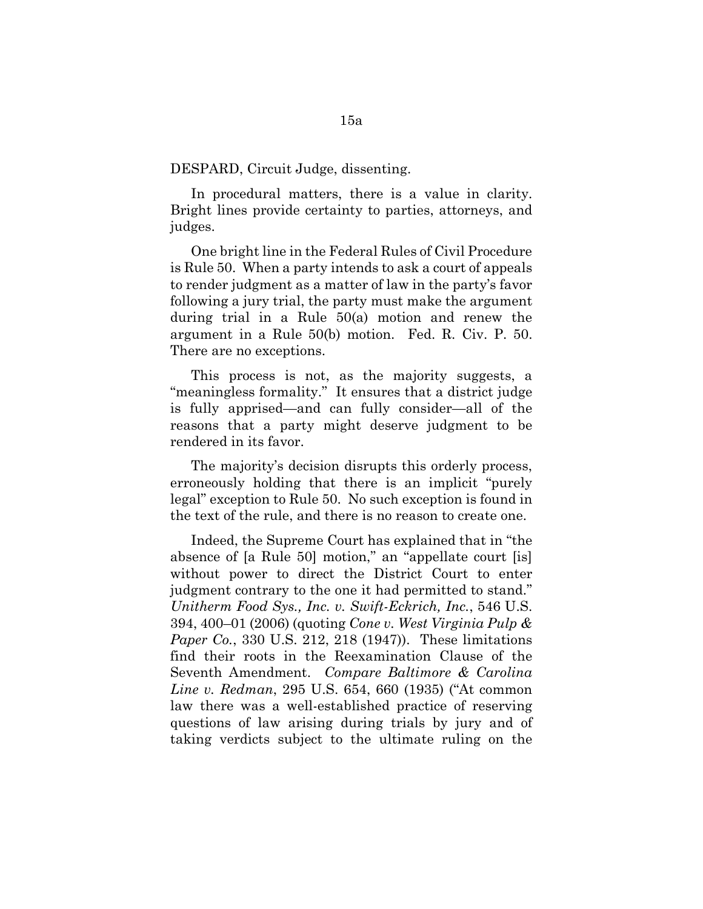DESPARD, Circuit Judge, dissenting.

In procedural matters, there is a value in clarity. Bright lines provide certainty to parties, attorneys, and judges.

One bright line in the Federal Rules of Civil Procedure is Rule 50. When a party intends to ask a court of appeals to render judgment as a matter of law in the party's favor following a jury trial, the party must make the argument during trial in a Rule 50(a) motion and renew the argument in a Rule 50(b) motion. Fed. R. Civ. P. 50. There are no exceptions.

This process is not, as the majority suggests, a "meaningless formality." It ensures that a district judge is fully apprised—and can fully consider—all of the reasons that a party might deserve judgment to be rendered in its favor.

The majority's decision disrupts this orderly process, erroneously holding that there is an implicit "purely legal" exception to Rule 50. No such exception is found in the text of the rule, and there is no reason to create one.

Indeed, the Supreme Court has explained that in "the absence of [a Rule 50] motion," an "appellate court [is] without power to direct the District Court to enter judgment contrary to the one it had permitted to stand." *Unitherm Food Sys., Inc. v. Swift-Eckrich, Inc.*, 546 U.S. 394, 400–01 (2006) (quoting *Cone v. West Virginia Pulp & Paper Co.*, 330 U.S. 212, 218 (1947)). These limitations find their roots in the Reexamination Clause of the Seventh Amendment. *Compare Baltimore & Carolina Line v. Redman*, 295 U.S. 654, 660 (1935) ("At common law there was a well-established practice of reserving questions of law arising during trials by jury and of taking verdicts subject to the ultimate ruling on the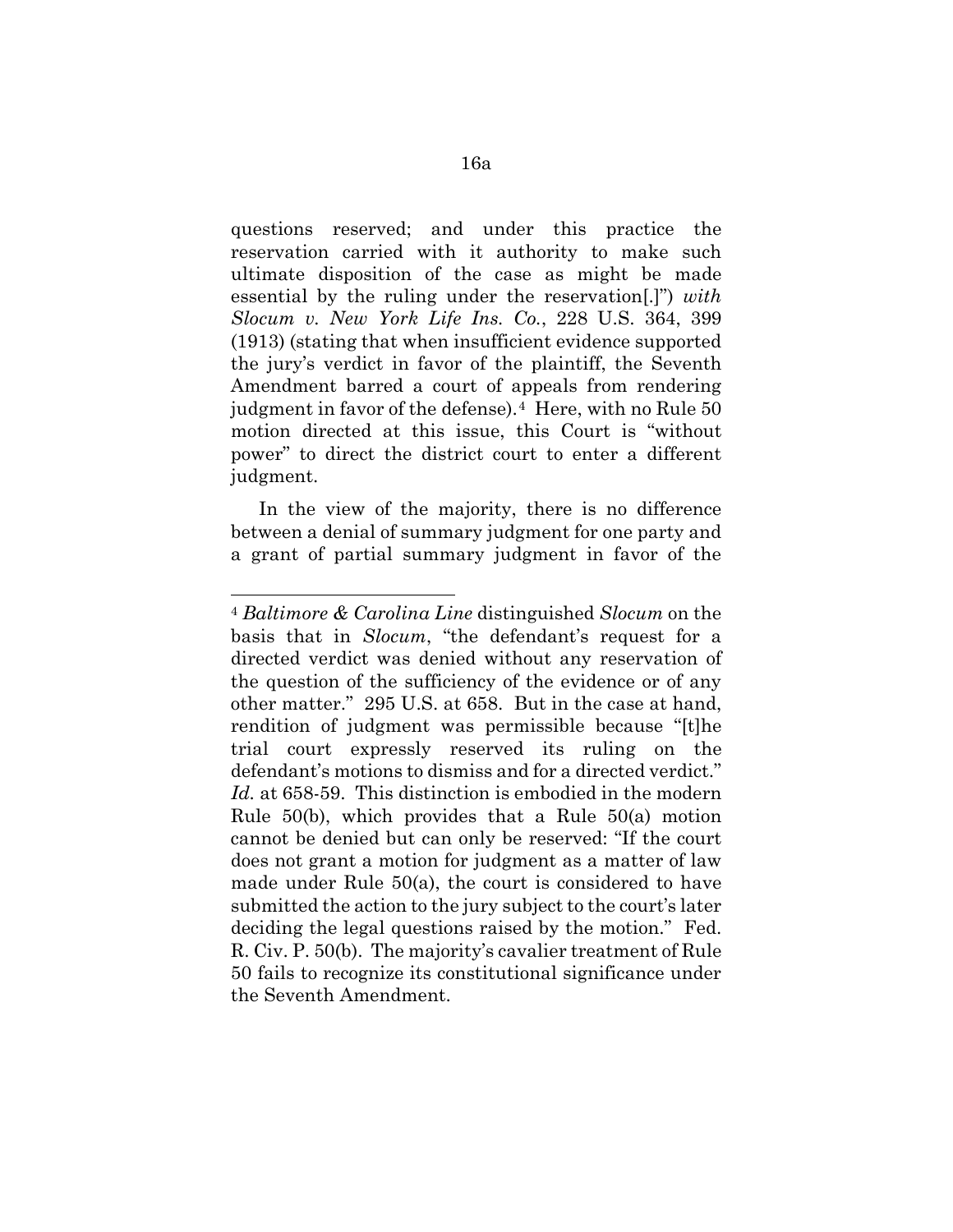questions reserved; and under this practice the reservation carried with it authority to make such ultimate disposition of the case as might be made essential by the ruling under the reservation[.]") *with* *Slocum v. New York Life Ins. Co.*, 228 U.S. 364, 399 (1913) (stating that when insufficient evidence supported the jury's verdict in favor of the plaintiff, the Seventh Amendment barred a court of appeals from rendering judgment in favor of the defense).[4] Here, with no Rule 50 motion directed at this issue, this Court is "without power" to direct the district court to enter a different judgment.

In the view of the majority, there is no difference between a denial of summary judgment for one party and a grant of partial summary judgment in favor of the

---

[4] *Baltimore & Carolina Line* distinguished *Slocum* on the basis that in *Slocum*, "the defendant's request for a directed verdict was denied without any reservation of the question of the sufficiency of the evidence or of any other matter." 295 U.S. at 658. But in the case at hand, rendition of judgment was permissible because "[t]he trial court expressly reserved its ruling on the defendant's motions to dismiss and for a directed verdict." *Id.* at 658-59. This distinction is embodied in the modern Rule 50(b), which provides that a Rule 50(a) motion cannot be denied but can only be reserved: "If the court does not grant a motion for judgment as a matter of law made under Rule 50(a), the court is considered to have submitted the action to the jury subject to the court's later deciding the legal questions raised by the motion." Fed. R. Civ. P. 50(b). The majority's cavalier treatment of Rule 50 fails to recognize its constitutional significance under the Seventh Amendment.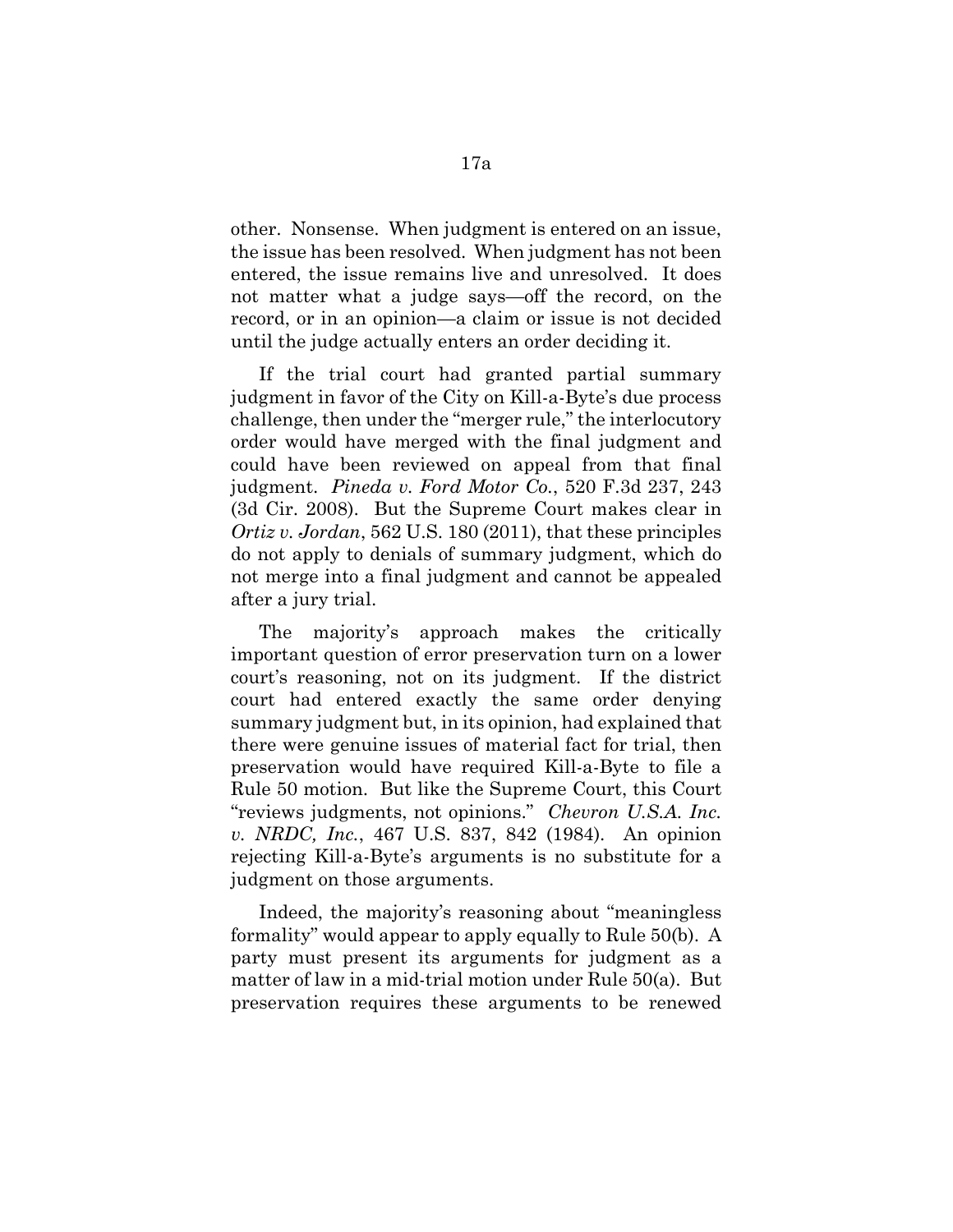other. Nonsense. When judgment is entered on an issue, the issue has been resolved. When judgment has not been entered, the issue remains live and unresolved. It does not matter what a judge says—off the record, on the record, or in an opinion—a claim or issue is not decided until the judge actually enters an order deciding it.

If the trial court had granted partial summary judgment in favor of the City on Kill-a-Byte's due process challenge, then under the "merger rule," the interlocutory order would have merged with the final judgment and could have been reviewed on appeal from that final judgment. *Pineda v. Ford Motor Co.*, 520 F.3d 237, 243 (3d Cir. 2008). But the Supreme Court makes clear in *Ortiz v. Jordan*, 562 U.S. 180 (2011), that these principles do not apply to denials of summary judgment, which do not merge into a final judgment and cannot be appealed after a jury trial.

The majority's approach makes the critically important question of error preservation turn on a lower court's reasoning, not on its judgment. If the district court had entered exactly the same order denying summary judgment but, in its opinion, had explained that there were genuine issues of material fact for trial, then preservation would have required Kill-a-Byte to file a Rule 50 motion. But like the Supreme Court, this Court "reviews judgments, not opinions." *Chevron U.S.A. Inc. v. NRDC, Inc.*, 467 U.S. 837, 842 (1984). An opinion rejecting Kill-a-Byte's arguments is no substitute for a judgment on those arguments.

Indeed, the majority's reasoning about "meaningless formality" would appear to apply equally to Rule 50(b). A party must present its arguments for judgment as a matter of law in a mid-trial motion under Rule 50(a). But preservation requires these arguments to be renewed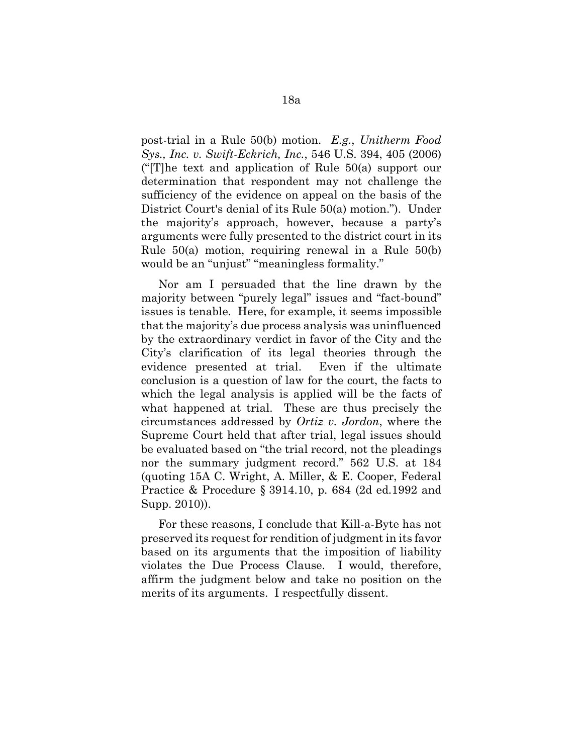post-trial in a Rule 50(b) motion. *E.g.*, *Unitherm Food Sys., Inc. v. Swift-Eckrich, Inc.*, 546 U.S. 394, 405 (2006) ("[T]he text and application of Rule 50(a) support our determination that respondent may not challenge the sufficiency of the evidence on appeal on the basis of the District Court's denial of its Rule 50(a) motion."). Under the majority's approach, however, because a party's arguments were fully presented to the district court in its Rule 50(a) motion, requiring renewal in a Rule 50(b) would be an "unjust" "meaningless formality."

Nor am I persuaded that the line drawn by the majority between "purely legal" issues and "fact-bound" issues is tenable. Here, for example, it seems impossible that the majority's due process analysis was uninfluenced by the extraordinary verdict in favor of the City and the City's clarification of its legal theories through the evidence presented at trial. Even if the ultimate conclusion is a question of law for the court, the facts to which the legal analysis is applied will be the facts of what happened at trial. These are thus precisely the circumstances addressed by *Ortiz v. Jordon*, where the Supreme Court held that after trial, legal issues should be evaluated based on "the trial record, not the pleadings nor the summary judgment record." 562 U.S. at 184 (quoting 15A C. Wright, A. Miller, & E. Cooper, Federal Practice & Procedure § 3914.10, p. 684 (2d ed.1992 and Supp. 2010)).

For these reasons, I conclude that Kill-a-Byte has not preserved its request for rendition of judgment in its favor based on its arguments that the imposition of liability violates the Due Process Clause. I would, therefore, affirm the judgment below and take no position on the merits of its arguments. I respectfully dissent.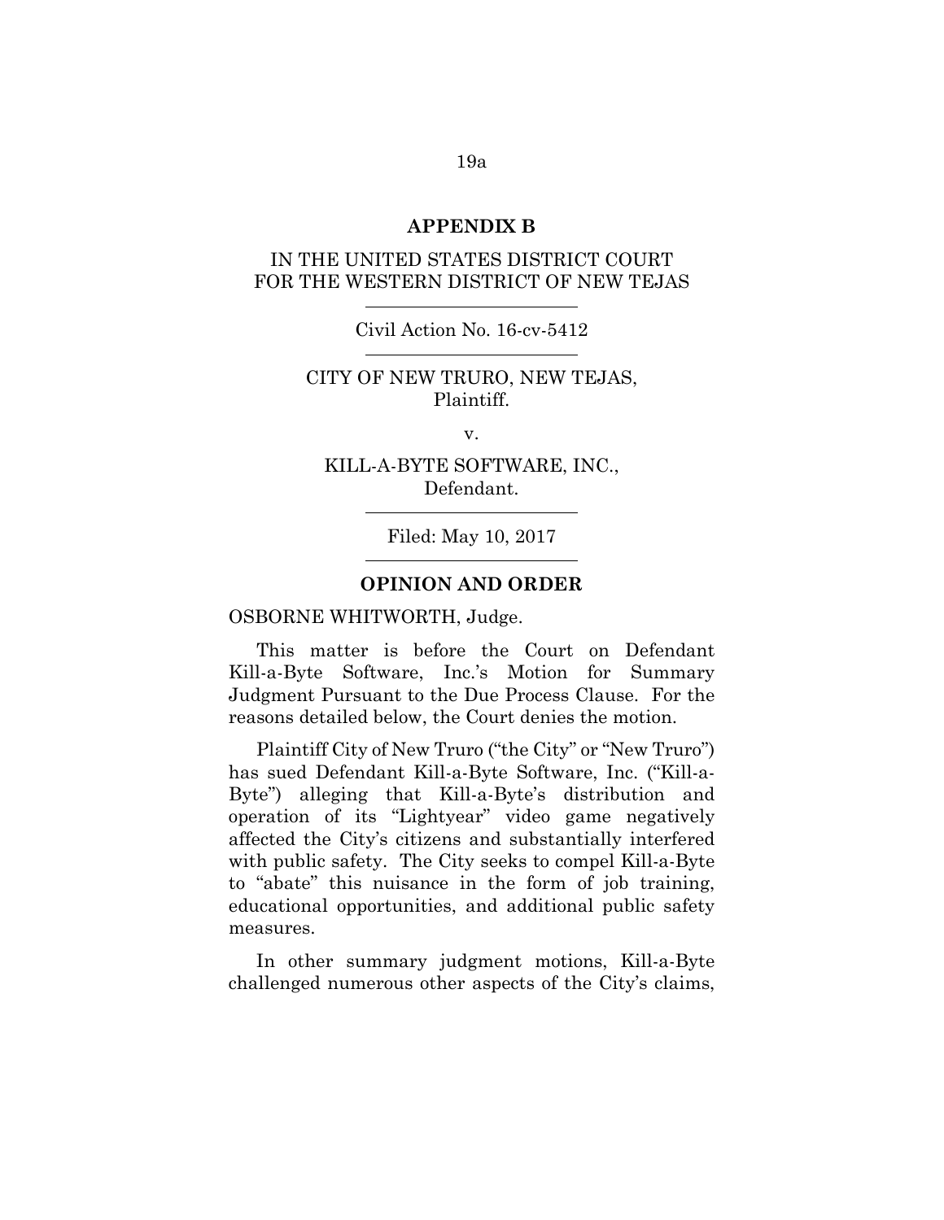## APPENDIX B

IN THE UNITED STATES DISTRICT COURT
FOR THE WESTERN DISTRICT OF NEW TEJAS

Civil Action No. 16-cv-5412

CITY OF NEW TRURO, NEW TEJAS,
Plaintiff.

v.

KILL-A-BYTE SOFTWARE, INC.,
Defendant.

Filed: May 10, 2017

## OPINION AND ORDER

OSBORNE WHITWORTH, Judge.

This matter is before the Court on Defendant Kill-a-Byte Software, Inc.'s Motion for Summary Judgment Pursuant to the Due Process Clause. For the reasons detailed below, the Court denies the motion.

Plaintiff City of New Truro ("the City" or "New Truro") has sued Defendant Kill-a-Byte Software, Inc. ("Kill-a-Byte") alleging that Kill-a-Byte's distribution and operation of its "Lightyear" video game negatively affected the City's citizens and substantially interfered with public safety. The City seeks to compel Kill-a-Byte to "abate" this nuisance in the form of job training, educational opportunities, and additional public safety measures.

In other summary judgment motions, Kill-a-Byte challenged numerous other aspects of the City's claims,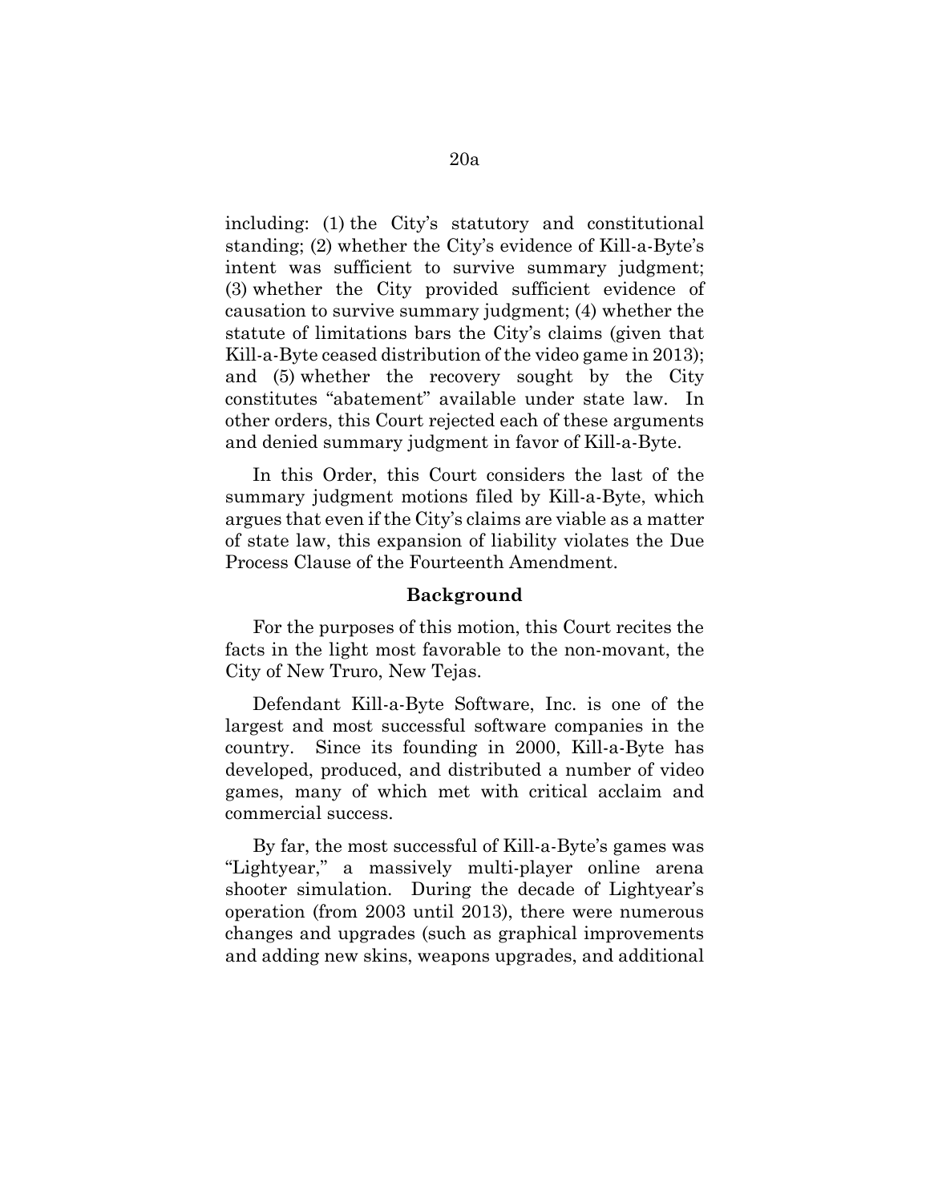including: (1) the City's statutory and constitutional standing; (2) whether the City's evidence of Kill-a-Byte's intent was sufficient to survive summary judgment; (3) whether the City provided sufficient evidence of causation to survive summary judgment; (4) whether the statute of limitations bars the City's claims (given that Kill-a-Byte ceased distribution of the video game in 2013); and (5) whether the recovery sought by the City constitutes "abatement" available under state law. In other orders, this Court rejected each of these arguments and denied summary judgment in favor of Kill-a-Byte.

In this Order, this Court considers the last of the summary judgment motions filed by Kill-a-Byte, which argues that even if the City's claims are viable as a matter of state law, this expansion of liability violates the Due Process Clause of the Fourteenth Amendment.

**Background**

For the purposes of this motion, this Court recites the facts in the light most favorable to the non-movant, the City of New Truro, New Tejas.

Defendant Kill-a-Byte Software, Inc. is one of the largest and most successful software companies in the country. Since its founding in 2000, Kill-a-Byte has developed, produced, and distributed a number of video games, many of which met with critical acclaim and commercial success.

By far, the most successful of Kill-a-Byte's games was "Lightyear," a massively multi-player online arena shooter simulation. During the decade of Lightyear's operation (from 2003 until 2013), there were numerous changes and upgrades (such as graphical improvements and adding new skins, weapons upgrades, and additional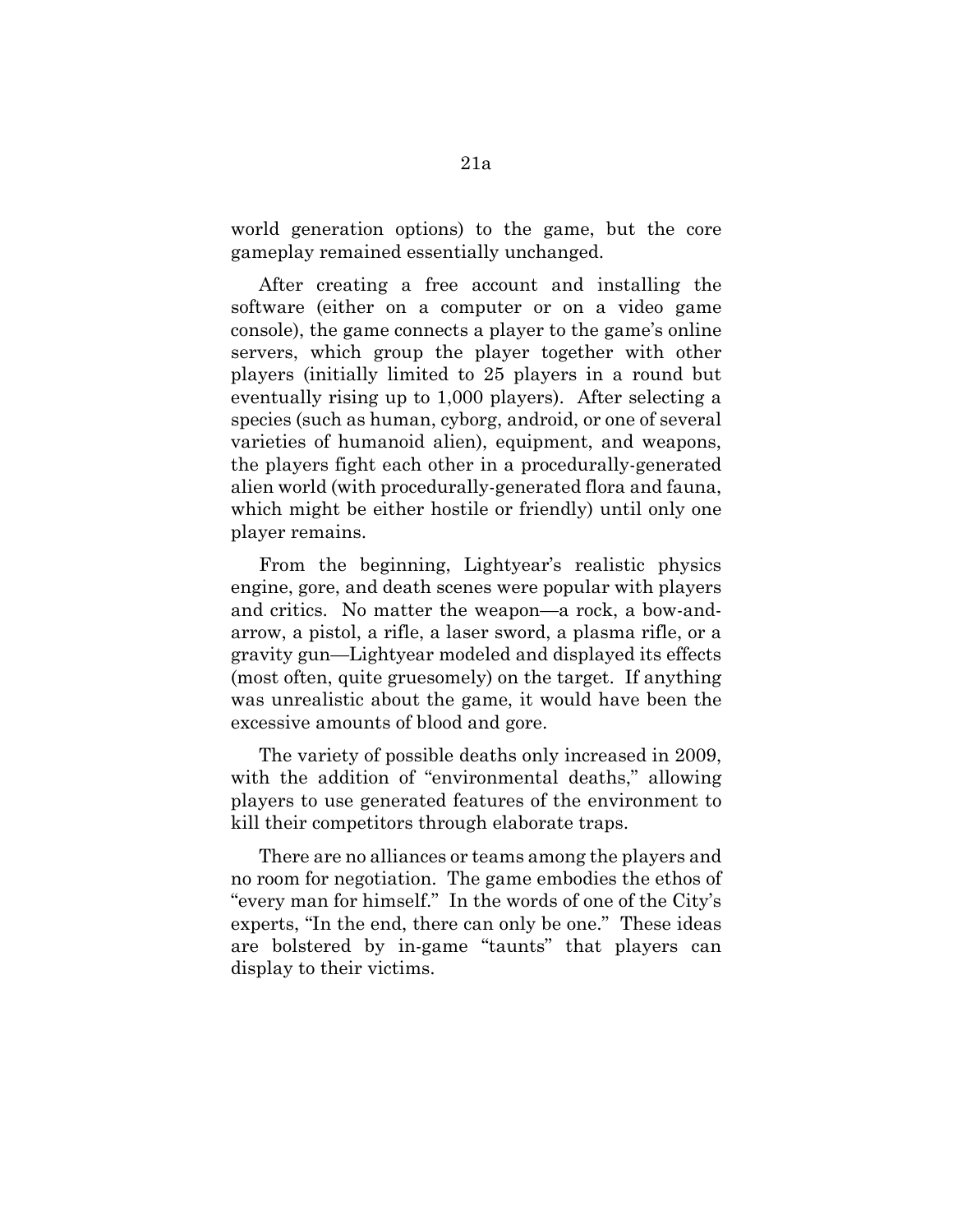world generation options) to the game, but the core gameplay remained essentially unchanged.

After creating a free account and installing the software (either on a computer or on a video game console), the game connects a player to the game's online servers, which group the player together with other players (initially limited to 25 players in a round but eventually rising up to 1,000 players). After selecting a species (such as human, cyborg, android, or one of several varieties of humanoid alien), equipment, and weapons, the players fight each other in a procedurally-generated alien world (with procedurally-generated flora and fauna, which might be either hostile or friendly) until only one player remains.

From the beginning, Lightyear's realistic physics engine, gore, and death scenes were popular with players and critics. No matter the weapon—a rock, a bow-and-arrow, a pistol, a rifle, a laser sword, a plasma rifle, or a gravity gun—Lightyear modeled and displayed its effects (most often, quite gruesomely) on the target. If anything was unrealistic about the game, it would have been the excessive amounts of blood and gore.

The variety of possible deaths only increased in 2009, with the addition of "environmental deaths," allowing players to use generated features of the environment to kill their competitors through elaborate traps.

There are no alliances or teams among the players and no room for negotiation. The game embodies the ethos of "every man for himself." In the words of one of the City's experts, "In the end, there can only be one." These ideas are bolstered by in-game "taunts" that players can display to their victims.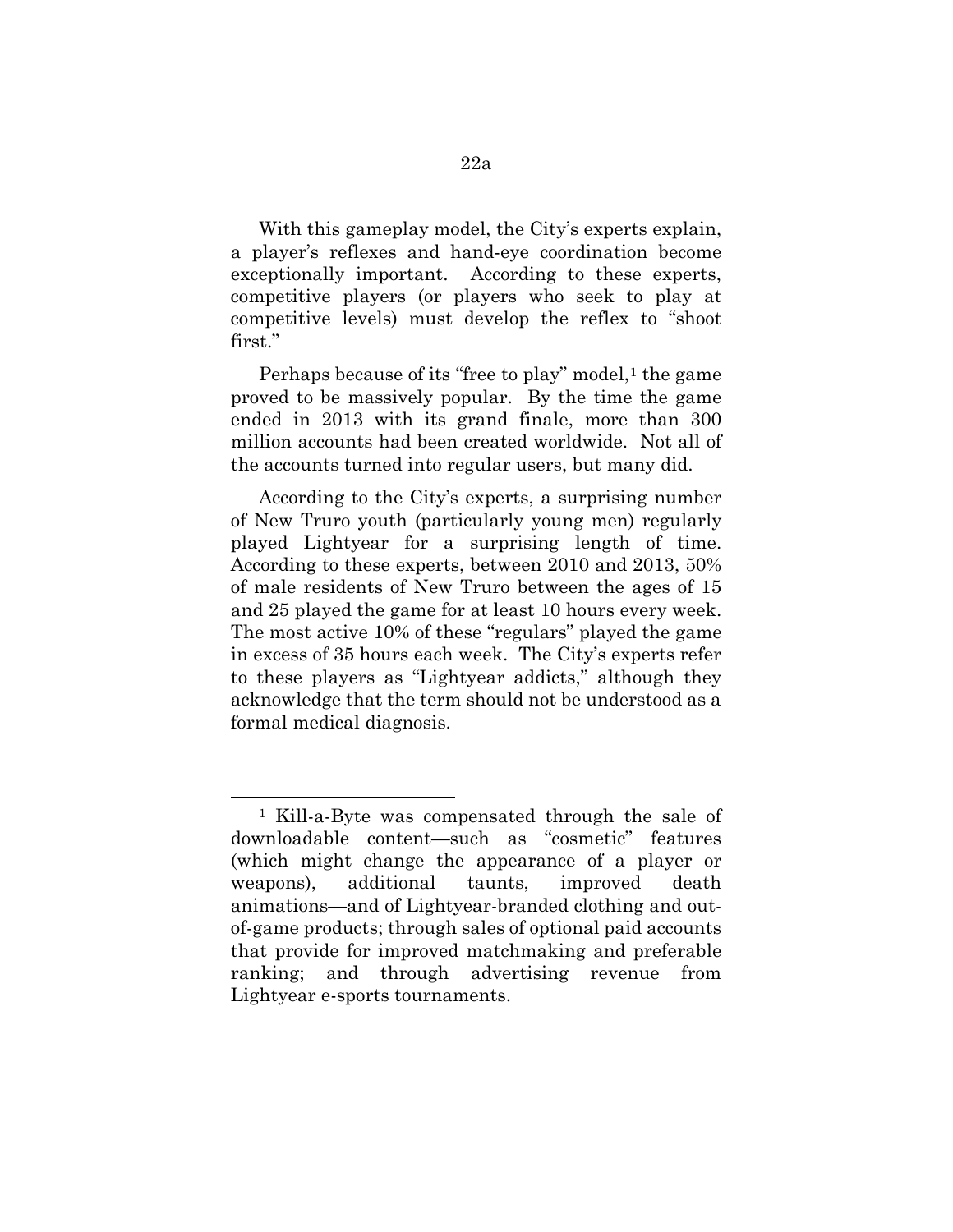With this gameplay model, the City's experts explain, a player's reflexes and hand-eye coordination become exceptionally important. According to these experts, competitive players (or players who seek to play at competitive levels) must develop the reflex to "shoot first."

Perhaps because of its "free to play" model,[1] the game proved to be massively popular. By the time the game ended in 2013 with its grand finale, more than 300 million accounts had been created worldwide. Not all of the accounts turned into regular users, but many did.

According to the City's experts, a surprising number of New Truro youth (particularly young men) regularly played Lightyear for a surprising length of time. According to these experts, between 2010 and 2013, 50% of male residents of New Truro between the ages of 15 and 25 played the game for at least 10 hours every week. The most active 10% of these "regulars" played the game in excess of 35 hours each week. The City's experts refer to these players as "Lightyear addicts," although they acknowledge that the term should not be understood as a formal medical diagnosis.

---

[1] Kill-a-Byte was compensated through the sale of downloadable content—such as "cosmetic" features (which might change the appearance of a player or weapons), additional taunts, improved death animations—and of Lightyear-branded clothing and out-of-game products; through sales of optional paid accounts that provide for improved matchmaking and preferable ranking; and through advertising revenue from Lightyear e-sports tournaments.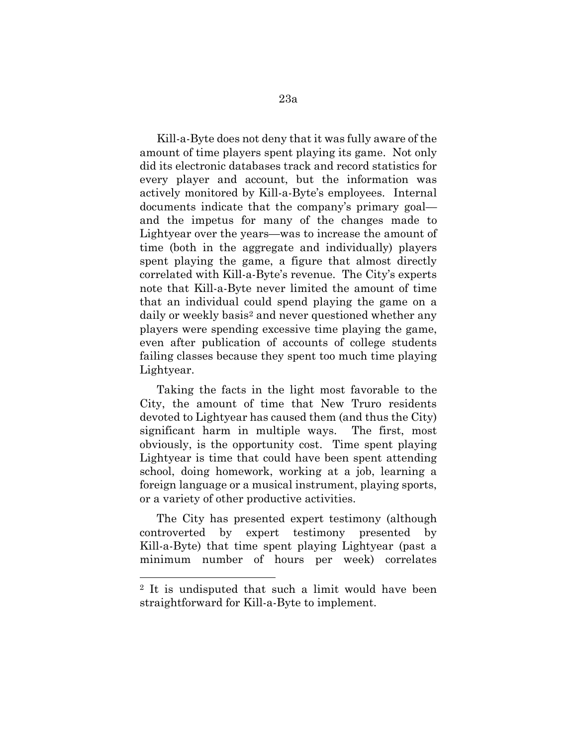Kill-a-Byte does not deny that it was fully aware of the amount of time players spent playing its game. Not only did its electronic databases track and record statistics for every player and account, but the information was actively monitored by Kill-a-Byte's employees. Internal documents indicate that the company's primary goal—and the impetus for many of the changes made to Lightyear over the years—was to increase the amount of time (both in the aggregate and individually) players spent playing the game, a figure that almost directly correlated with Kill-a-Byte's revenue. The City's experts note that Kill-a-Byte never limited the amount of time that an individual could spend playing the game on a daily or weekly basis[2] and never questioned whether any players were spending excessive time playing the game, even after publication of accounts of college students failing classes because they spent too much time playing Lightyear.

Taking the facts in the light most favorable to the City, the amount of time that New Truro residents devoted to Lightyear has caused them (and thus the City) significant harm in multiple ways. The first, most obviously, is the opportunity cost. Time spent playing Lightyear is time that could have been spent attending school, doing homework, working at a job, learning a foreign language or a musical instrument, playing sports, or a variety of other productive activities.

The City has presented expert testimony (although controverted by expert testimony presented by Kill-a-Byte) that time spent playing Lightyear (past a minimum number of hours per week) correlates

---

[2] It is undisputed that such a limit would have been straightforward for Kill-a-Byte to implement.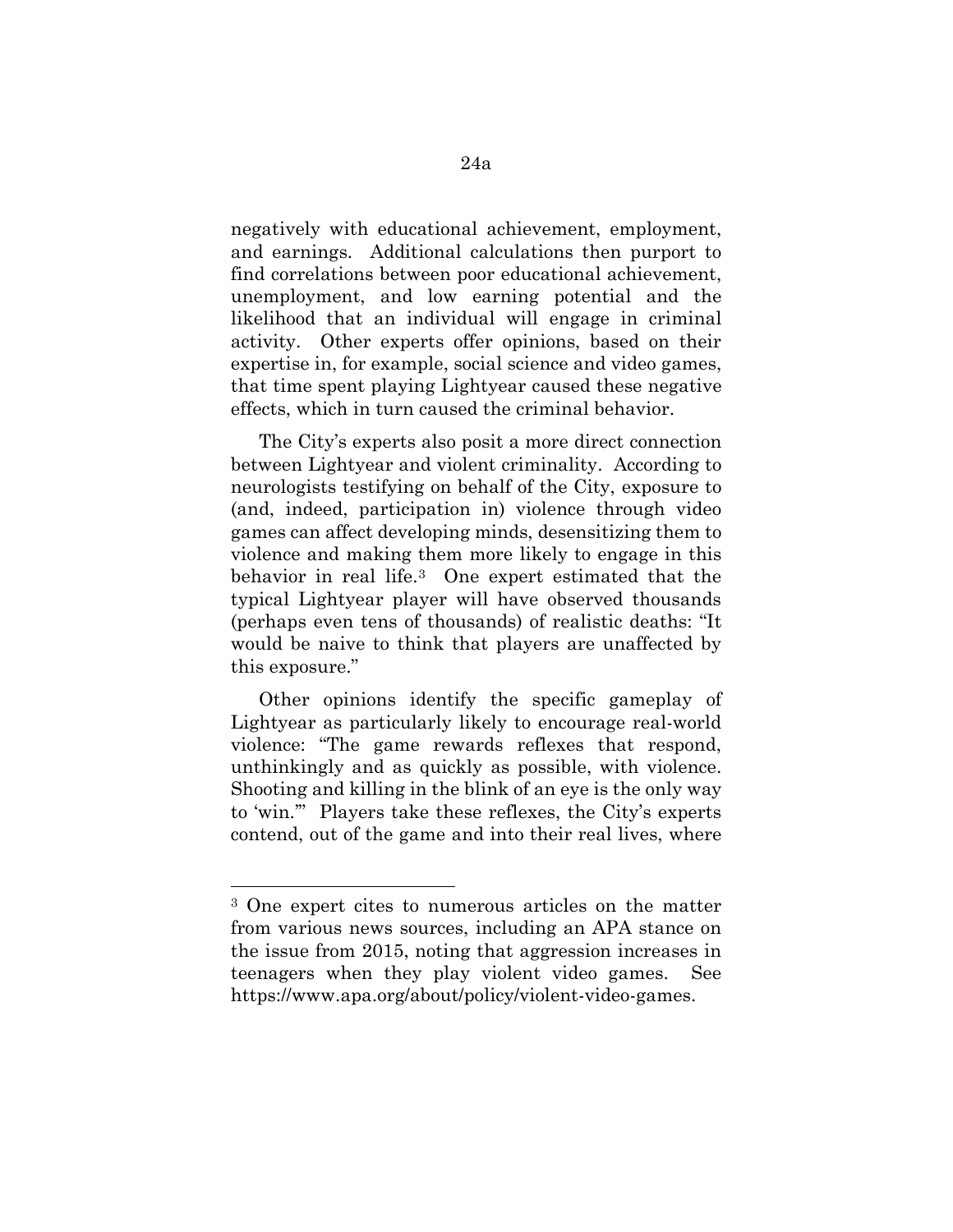negatively with educational achievement, employment, and earnings. Additional calculations then purport to find correlations between poor educational achievement, unemployment, and low earning potential and the likelihood that an individual will engage in criminal activity. Other experts offer opinions, based on their expertise in, for example, social science and video games, that time spent playing Lightyear caused these negative effects, which in turn caused the criminal behavior.

The City's experts also posit a more direct connection between Lightyear and violent criminality. According to neurologists testifying on behalf of the City, exposure to (and, indeed, participation in) violence through video games can affect developing minds, desensitizing them to violence and making them more likely to engage in this behavior in real life.[3] One expert estimated that the typical Lightyear player will have observed thousands (perhaps even tens of thousands) of realistic deaths: "It would be naive to think that players are unaffected by this exposure."

Other opinions identify the specific gameplay of Lightyear as particularly likely to encourage real-world violence: "The game rewards reflexes that respond, unthinkingly and as quickly as possible, with violence. Shooting and killing in the blink of an eye is the only way to 'win.'" Players take these reflexes, the City's experts contend, out of the game and into their real lives, where

---

[3] One expert cites to numerous articles on the matter from various news sources, including an APA stance on the issue from 2015, noting that aggression increases in teenagers when they play violent video games. See https://www.apa.org/about/policy/violent-video-games.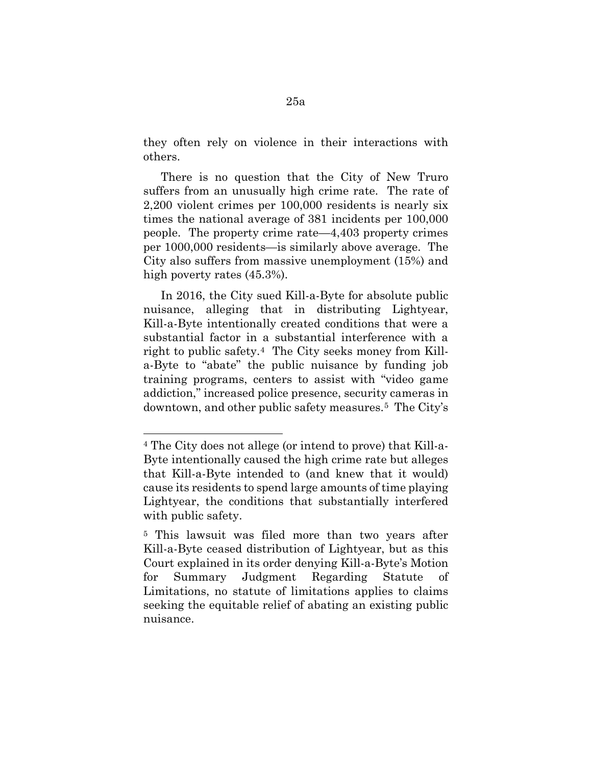they often rely on violence in their interactions with others.

There is no question that the City of New Truro suffers from an unusually high crime rate. The rate of 2,200 violent crimes per 100,000 residents is nearly six times the national average of 381 incidents per 100,000 people. The property crime rate—4,403 property crimes per 1000,000 residents—is similarly above average. The City also suffers from massive unemployment (15%) and high poverty rates (45.3%).

In 2016, the City sued Kill-a-Byte for absolute public nuisance, alleging that in distributing Lightyear, Kill-a-Byte intentionally created conditions that were a substantial factor in a substantial interference with a right to public safety.[4] The City seeks money from Kill-a-Byte to "abate" the public nuisance by funding job training programs, centers to assist with "video game addiction," increased police presence, security cameras in downtown, and other public safety measures.[5] The City's

---

[4] The City does not allege (or intend to prove) that Kill-a-Byte intentionally caused the high crime rate but alleges that Kill-a-Byte intended to (and knew that it would) cause its residents to spend large amounts of time playing Lightyear, the conditions that substantially interfered with public safety.

[5] This lawsuit was filed more than two years after Kill-a-Byte ceased distribution of Lightyear, but as this Court explained in its order denying Kill-a-Byte's Motion for Summary Judgment Regarding Statute of Limitations, no statute of limitations applies to claims seeking the equitable relief of abating an existing public nuisance.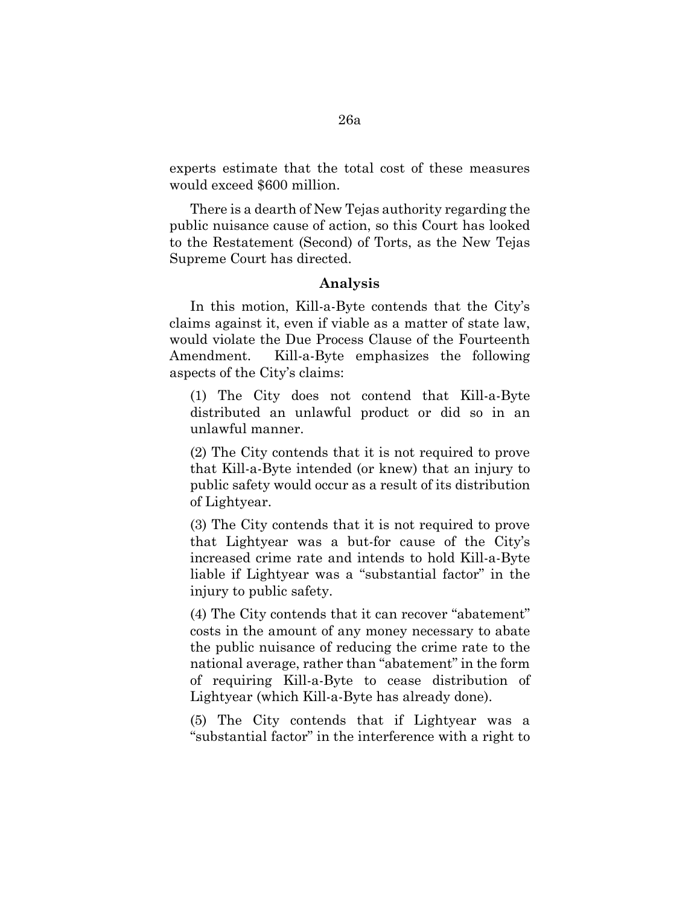experts estimate that the total cost of these measures would exceed $600 million.

There is a dearth of New Tejas authority regarding the public nuisance cause of action, so this Court has looked to the Restatement (Second) of Torts, as the New Tejas Supreme Court has directed.

## Analysis

In this motion, Kill-a-Byte contends that the City's claims against it, even if viable as a matter of state law, would violate the Due Process Clause of the Fourteenth Amendment. Kill-a-Byte emphasizes the following aspects of the City's claims:

(1) The City does not contend that Kill-a-Byte distributed an unlawful product or did so in an unlawful manner.

(2) The City contends that it is not required to prove that Kill-a-Byte intended (or knew) that an injury to public safety would occur as a result of its distribution of Lightyear.

(3) The City contends that it is not required to prove that Lightyear was a but-for cause of the City's increased crime rate and intends to hold Kill-a-Byte liable if Lightyear was a "substantial factor" in the injury to public safety.

(4) The City contends that it can recover "abatement" costs in the amount of any money necessary to abate the public nuisance of reducing the crime rate to the national average, rather than "abatement" in the form of requiring Kill-a-Byte to cease distribution of Lightyear (which Kill-a-Byte has already done).

(5) The City contends that if Lightyear was a "substantial factor" in the interference with a right to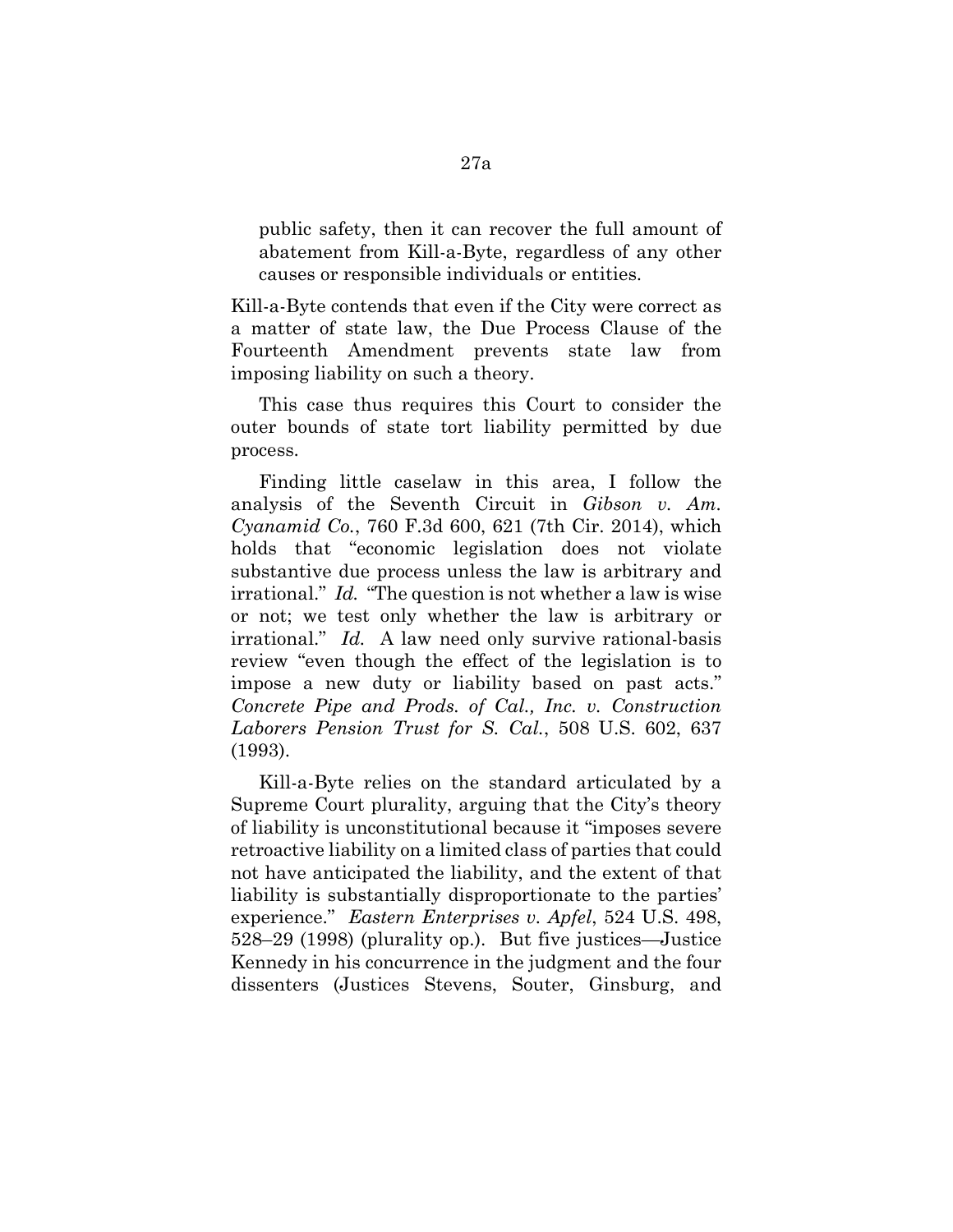public safety, then it can recover the full amount of abatement from Kill-a-Byte, regardless of any other causes or responsible individuals or entities.

Kill-a-Byte contends that even if the City were correct as a matter of state law, the Due Process Clause of the Fourteenth Amendment prevents state law from imposing liability on such a theory.

This case thus requires this Court to consider the outer bounds of state tort liability permitted by due process.

Finding little caselaw in this area, I follow the analysis of the Seventh Circuit in *Gibson v. Am. Cyanamid Co.*, 760 F.3d 600, 621 (7th Cir. 2014), which holds that "economic legislation does not violate substantive due process unless the law is arbitrary and irrational." *Id.* "The question is not whether a law is wise or not; we test only whether the law is arbitrary or irrational." *Id.* A law need only survive rational-basis review "even though the effect of the legislation is to impose a new duty or liability based on past acts." *Concrete Pipe and Prods. of Cal., Inc. v. Construction Laborers Pension Trust for S. Cal.*, 508 U.S. 602, 637 (1993).

Kill-a-Byte relies on the standard articulated by a Supreme Court plurality, arguing that the City's theory of liability is unconstitutional because it "imposes severe retroactive liability on a limited class of parties that could not have anticipated the liability, and the extent of that liability is substantially disproportionate to the parties' experience." *Eastern Enterprises v. Apfel*, 524 U.S. 498, 528–29 (1998) (plurality op.). But five justices—Justice Kennedy in his concurrence in the judgment and the four dissenters (Justices Stevens, Souter, Ginsburg, and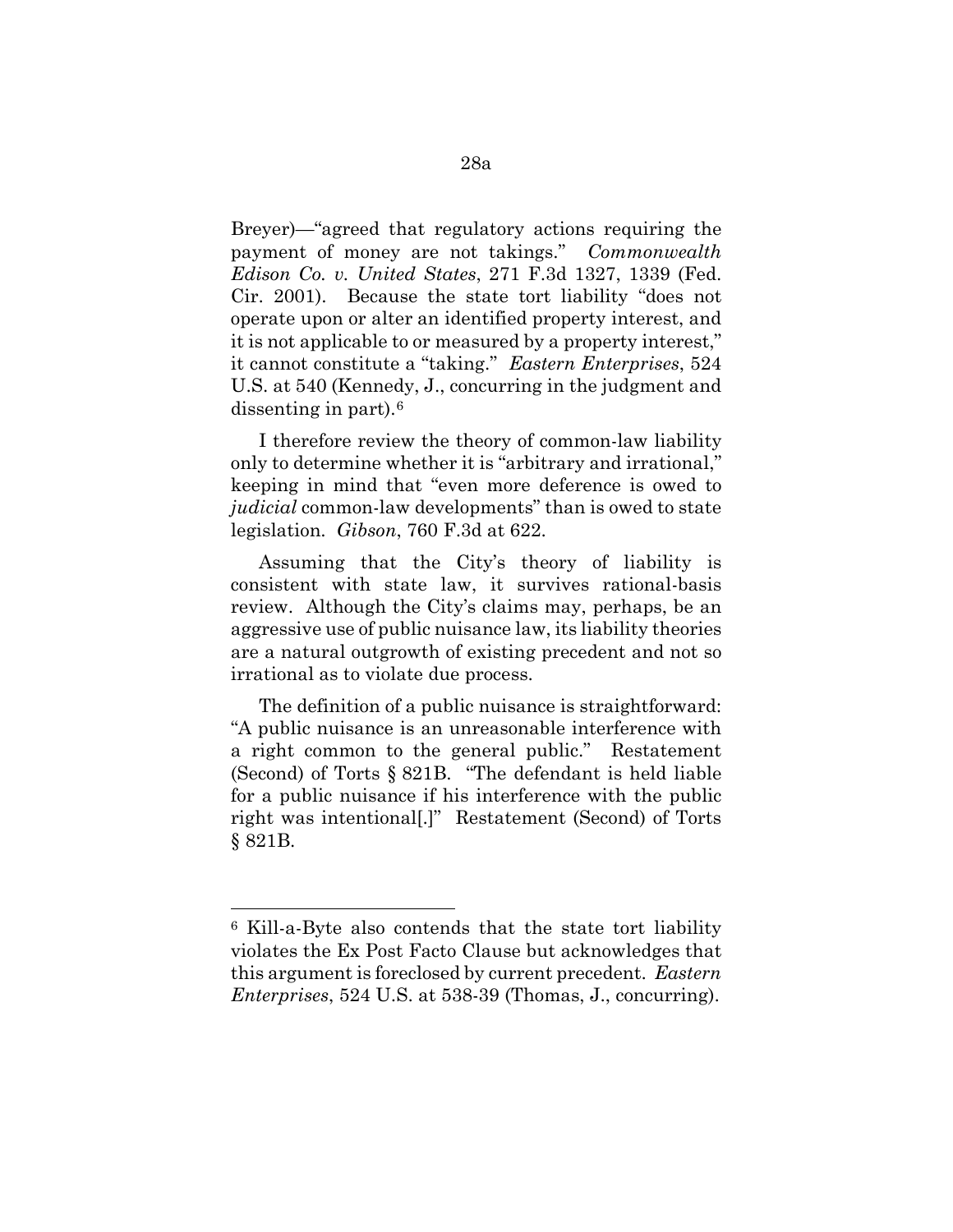Breyer)—"agreed that regulatory actions requiring the payment of money are not takings." *Commonwealth Edison Co. v. United States*, 271 F.3d 1327, 1339 (Fed. Cir. 2001). Because the state tort liability "does not operate upon or alter an identified property interest, and it is not applicable to or measured by a property interest," it cannot constitute a "taking." *Eastern Enterprises*, 524 U.S. at 540 (Kennedy, J., concurring in the judgment and dissenting in part).[6]

I therefore review the theory of common-law liability only to determine whether it is "arbitrary and irrational," keeping in mind that "even more deference is owed to *judicial* common-law developments" than is owed to state legislation. *Gibson*, 760 F.3d at 622.

Assuming that the City's theory of liability is consistent with state law, it survives rational-basis review. Although the City's claims may, perhaps, be an aggressive use of public nuisance law, its liability theories are a natural outgrowth of existing precedent and not so irrational as to violate due process.

The definition of a public nuisance is straightforward: "A public nuisance is an unreasonable interference with a right common to the general public." Restatement (Second) of Torts § 821B. "The defendant is held liable for a public nuisance if his interference with the public right was intentional[.]" Restatement (Second) of Torts § 821B.

---

[6] Kill-a-Byte also contends that the state tort liability violates the Ex Post Facto Clause but acknowledges that this argument is foreclosed by current precedent. *Eastern Enterprises*, 524 U.S. at 538-39 (Thomas, J., concurring).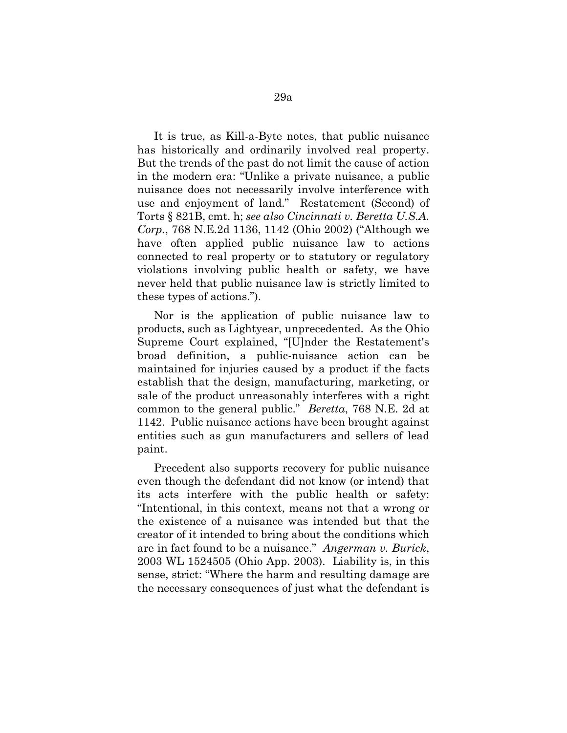It is true, as Kill-a-Byte notes, that public nuisance has historically and ordinarily involved real property. But the trends of the past do not limit the cause of action in the modern era: "Unlike a private nuisance, a public nuisance does not necessarily involve interference with use and enjoyment of land." Restatement (Second) of Torts § 821B, cmt. h; *see also Cincinnati v. Beretta U.S.A. Corp.*, 768 N.E.2d 1136, 1142 (Ohio 2002) ("Although we have often applied public nuisance law to actions connected to real property or to statutory or regulatory violations involving public health or safety, we have never held that public nuisance law is strictly limited to these types of actions.").

Nor is the application of public nuisance law to products, such as Lightyear, unprecedented. As the Ohio Supreme Court explained, "[U]nder the Restatement's broad definition, a public-nuisance action can be maintained for injuries caused by a product if the facts establish that the design, manufacturing, marketing, or sale of the product unreasonably interferes with a right common to the general public." *Beretta*, 768 N.E. 2d at 1142. Public nuisance actions have been brought against entities such as gun manufacturers and sellers of lead paint.

Precedent also supports recovery for public nuisance even though the defendant did not know (or intend) that its acts interfere with the public health or safety: "Intentional, in this context, means not that a wrong or the existence of a nuisance was intended but that the creator of it intended to bring about the conditions which are in fact found to be a nuisance." *Angerman v. Burick*, 2003 WL 1524505 (Ohio App. 2003). Liability is, in this sense, strict: "Where the harm and resulting damage are the necessary consequences of just what the defendant is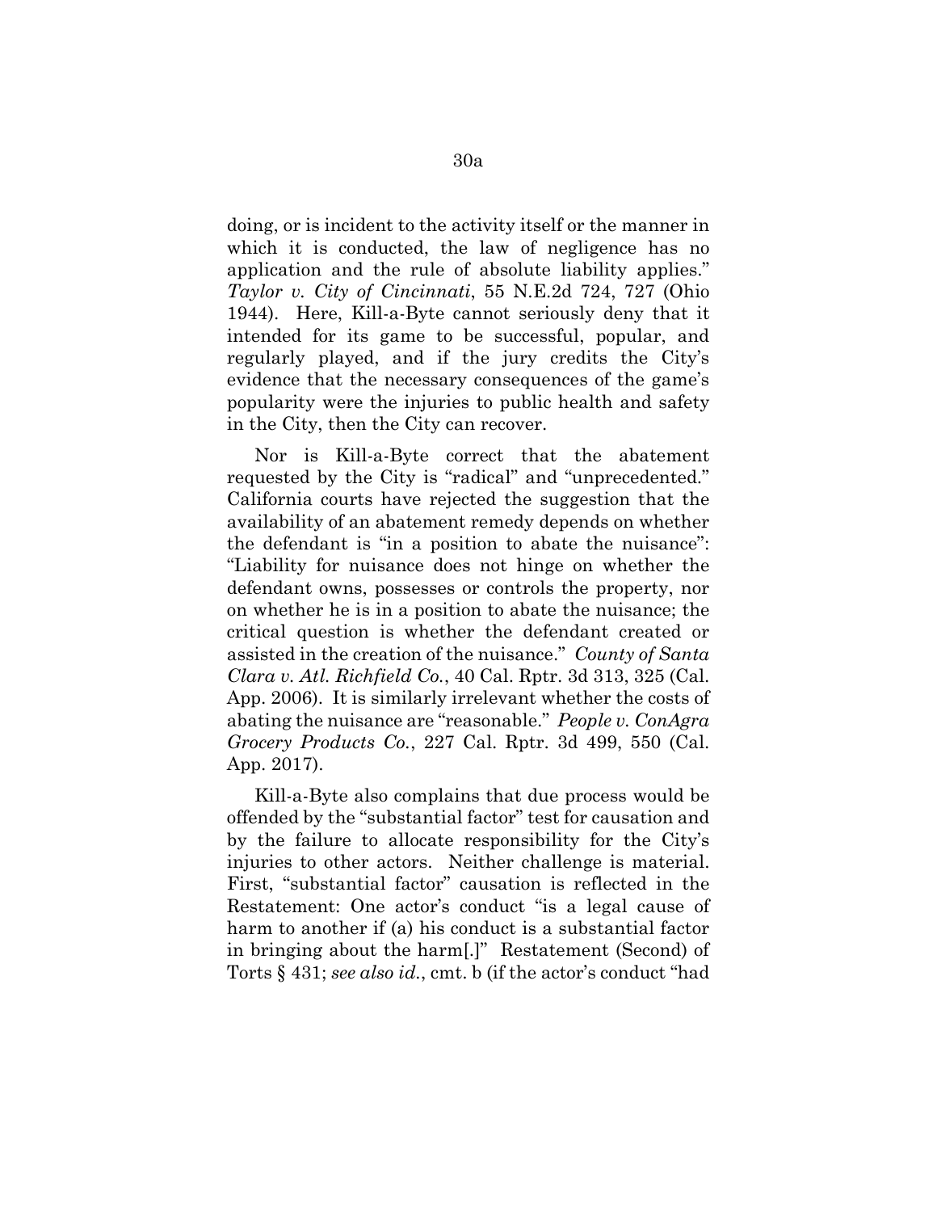doing, or is incident to the activity itself or the manner in which it is conducted, the law of negligence has no application and the rule of absolute liability applies." *Taylor v. City of Cincinnati*, 55 N.E.2d 724, 727 (Ohio 1944). Here, Kill-a-Byte cannot seriously deny that it intended for its game to be successful, popular, and regularly played, and if the jury credits the City's evidence that the necessary consequences of the game's popularity were the injuries to public health and safety in the City, then the City can recover.

Nor is Kill-a-Byte correct that the abatement requested by the City is "radical" and "unprecedented." California courts have rejected the suggestion that the availability of an abatement remedy depends on whether the defendant is "in a position to abate the nuisance": "Liability for nuisance does not hinge on whether the defendant owns, possesses or controls the property, nor on whether he is in a position to abate the nuisance; the critical question is whether the defendant created or assisted in the creation of the nuisance." *County of Santa Clara v. Atl. Richfield Co.*, 40 Cal. Rptr. 3d 313, 325 (Cal. App. 2006). It is similarly irrelevant whether the costs of abating the nuisance are "reasonable." *People v. ConAgra Grocery Products Co.*, 227 Cal. Rptr. 3d 499, 550 (Cal. App. 2017).

Kill-a-Byte also complains that due process would be offended by the "substantial factor" test for causation and by the failure to allocate responsibility for the City's injuries to other actors. Neither challenge is material. First, "substantial factor" causation is reflected in the Restatement: One actor's conduct "is a legal cause of harm to another if (a) his conduct is a substantial factor in bringing about the harm[.]" Restatement (Second) of Torts § 431; *see also id.*, cmt. b (if the actor's conduct "had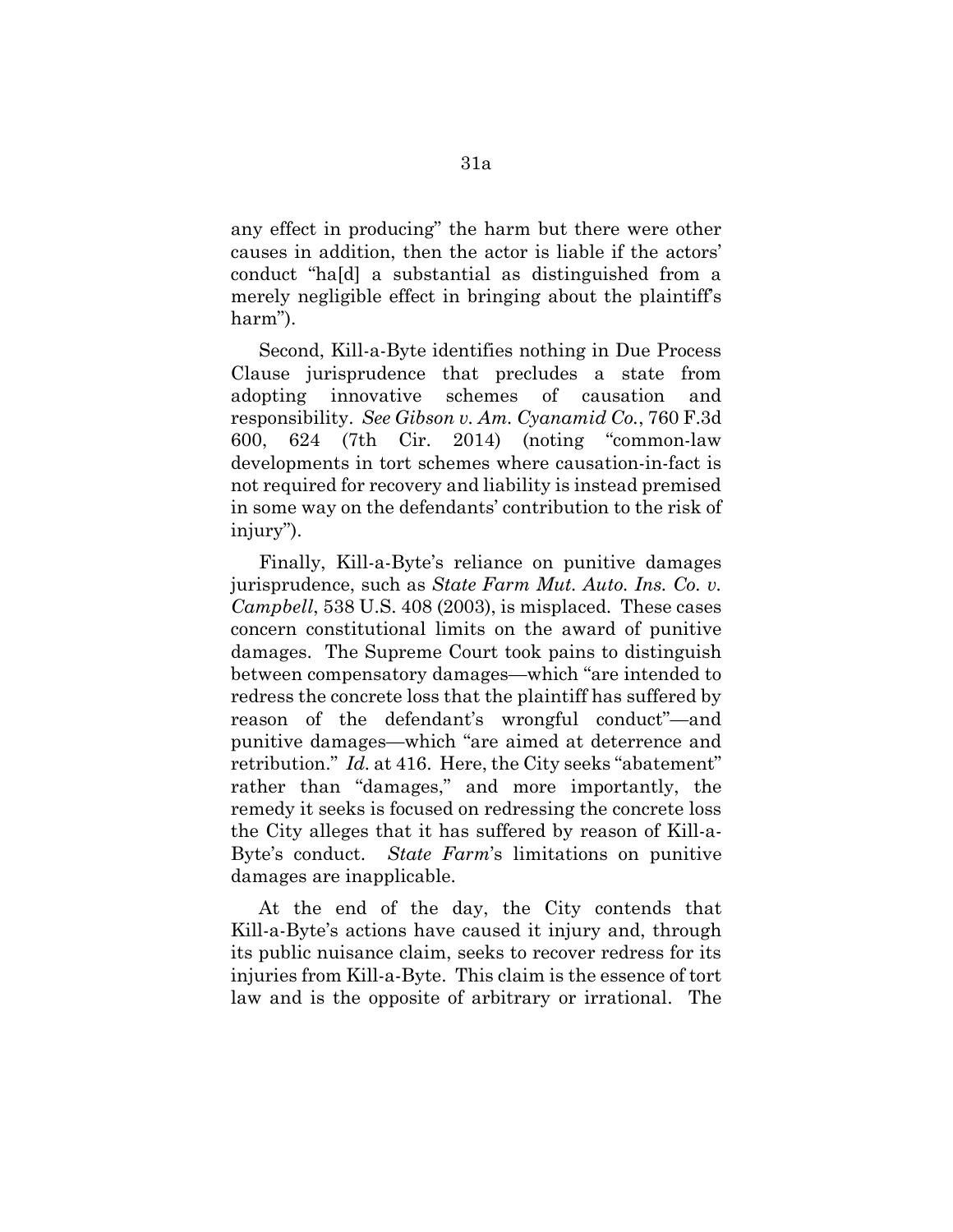any effect in producing" the harm but there were other causes in addition, then the actor is liable if the actors' conduct "ha[d] a substantial as distinguished from a merely negligible effect in bringing about the plaintiff's harm").

Second, Kill-a-Byte identifies nothing in Due Process Clause jurisprudence that precludes a state from adopting innovative schemes of causation and responsibility. *See Gibson v. Am. Cyanamid Co.*, 760 F.3d 600, 624 (7th Cir. 2014) (noting "common-law developments in tort schemes where causation-in-fact is not required for recovery and liability is instead premised in some way on the defendants' contribution to the risk of injury").

Finally, Kill-a-Byte's reliance on punitive damages jurisprudence, such as *State Farm Mut. Auto. Ins. Co. v. Campbell*, 538 U.S. 408 (2003), is misplaced. These cases concern constitutional limits on the award of punitive damages. The Supreme Court took pains to distinguish between compensatory damages—which "are intended to redress the concrete loss that the plaintiff has suffered by reason of the defendant's wrongful conduct"—and punitive damages—which "are aimed at deterrence and retribution." *Id.* at 416. Here, the City seeks "abatement" rather than "damages," and more importantly, the remedy it seeks is focused on redressing the concrete loss the City alleges that it has suffered by reason of Kill-a-Byte's conduct. *State Farm*'s limitations on punitive damages are inapplicable.

At the end of the day, the City contends that Kill-a-Byte's actions have caused it injury and, through its public nuisance claim, seeks to recover redress for its injuries from Kill-a-Byte. This claim is the essence of tort law and is the opposite of arbitrary or irrational. The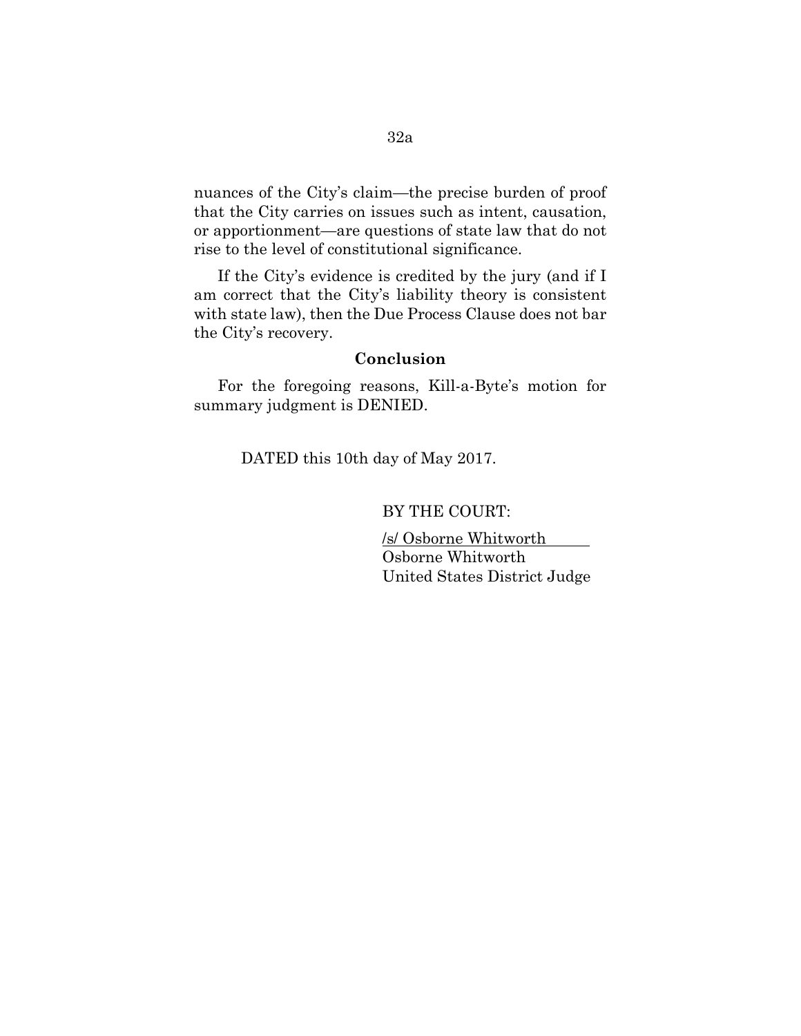nuances of the City's claim—the precise burden of proof that the City carries on issues such as intent, causation, or apportionment—are questions of state law that do not rise to the level of constitutional significance.

If the City's evidence is credited by the jury (and if I am correct that the City's liability theory is consistent with state law), then the Due Process Clause does not bar the City's recovery.

**Conclusion**

For the foregoing reasons, Kill-a-Byte's motion for summary judgment is DENIED.

DATED this 10th day of May 2017.

BY THE COURT:

/s/ Osborne Whitworth
Osborne Whitworth
United States District Judge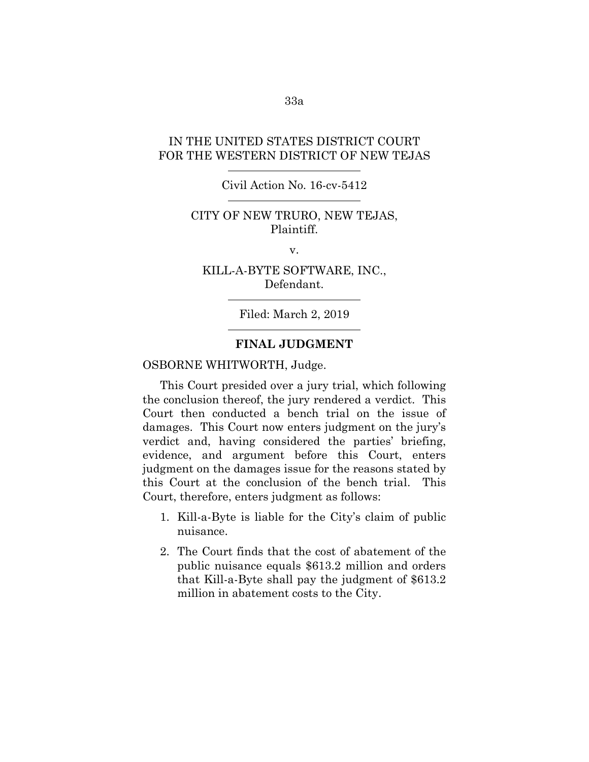IN THE UNITED STATES DISTRICT COURT
FOR THE WESTERN DISTRICT OF NEW TEJAS

---

Civil Action No. 16-cv-5412

---

CITY OF NEW TRURO, NEW TEJAS,
Plaintiff.

v.

KILL-A-BYTE SOFTWARE, INC.,
Defendant.

---

Filed: March 2, 2019

---

**FINAL JUDGMENT**

OSBORNE WHITWORTH, Judge.

This Court presided over a jury trial, which following the conclusion thereof, the jury rendered a verdict. This Court then conducted a bench trial on the issue of damages. This Court now enters judgment on the jury's verdict and, having considered the parties' briefing, evidence, and argument before this Court, enters judgment on the damages issue for the reasons stated by this Court at the conclusion of the bench trial. This Court, therefore, enters judgment as follows:

1. Kill-a-Byte is liable for the City's claim of public nuisance.
2. The Court finds that the cost of abatement of the public nuisance equals $613.2 million and orders that Kill-a-Byte shall pay the judgment of $613.2 million in abatement costs to the City.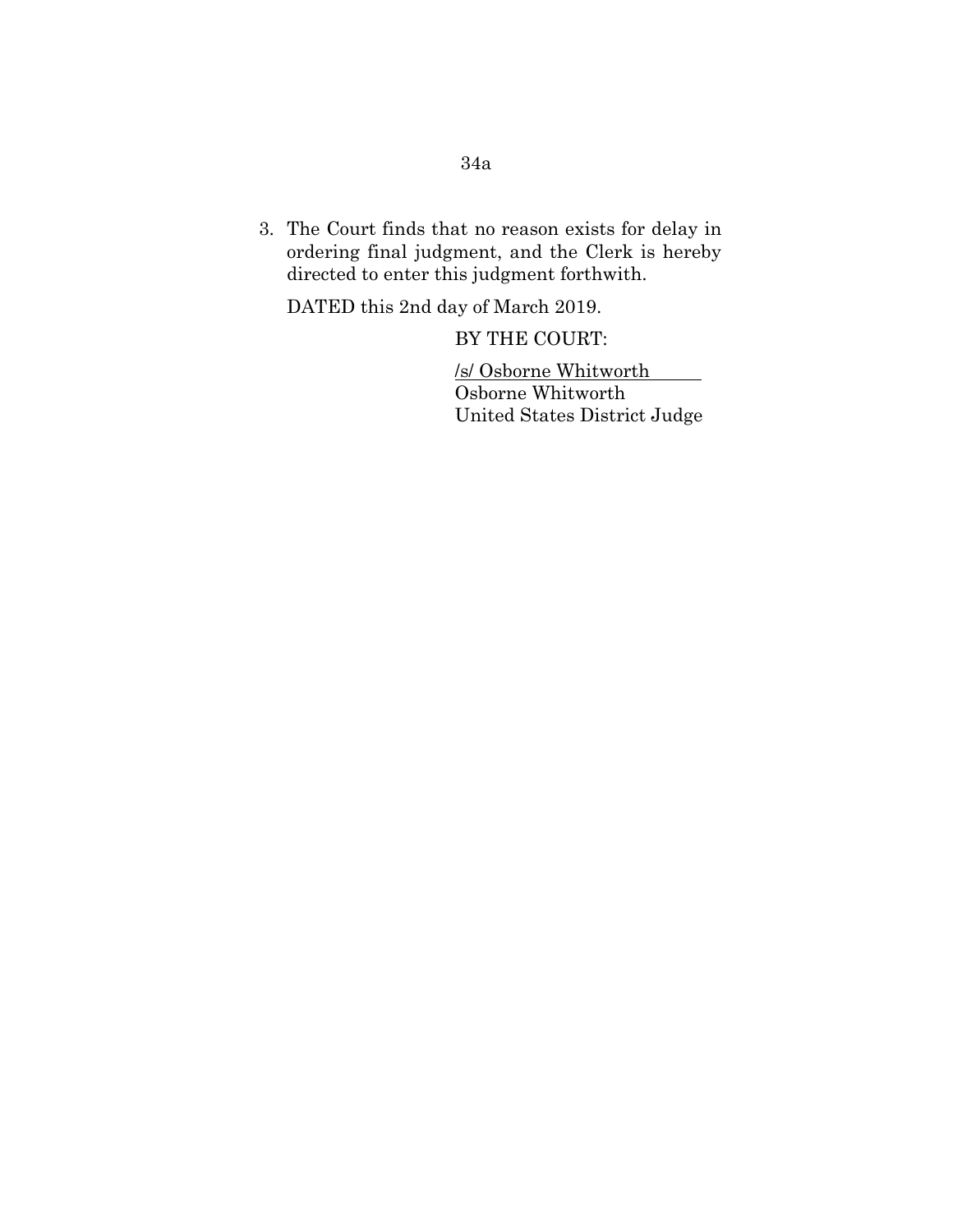3. The Court finds that no reason exists for delay in ordering final judgment, and the Clerk is hereby directed to enter this judgment forthwith.

DATED this 2nd day of March 2019.

BY THE COURT:

/s/ Osborne Whitworth
Osborne Whitworth
United States District Judge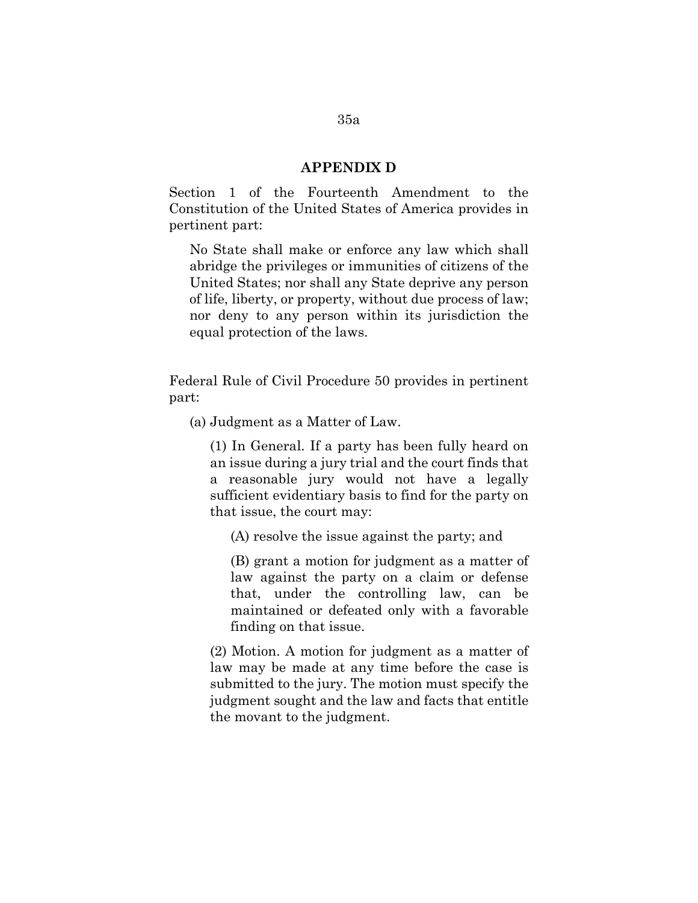## APPENDIX D

Section 1 of the Fourteenth Amendment to the Constitution of the United States of America provides in pertinent part:

> No State shall make or enforce any law which shall abridge the privileges or immunities of citizens of the United States; nor shall any State deprive any person of life, liberty, or property, without due process of law; nor deny to any person within its jurisdiction the equal protection of the laws.

Federal Rule of Civil Procedure 50 provides in pertinent part:

> (a) Judgment as a Matter of Law.
>
> > (1) In General. If a party has been fully heard on an issue during a jury trial and the court finds that a reasonable jury would not have a legally sufficient evidentiary basis to find for the party on that issue, the court may:
> >
> > > (A) resolve the issue against the party; and
> > >
> > > (B) grant a motion for judgment as a matter of law against the party on a claim or defense that, under the controlling law, can be maintained or defeated only with a favorable finding on that issue.
> >
> > (2) Motion. A motion for judgment as a matter of law may be made at any time before the case is submitted to the jury. The motion must specify the judgment sought and the law and facts that entitle the movant to the judgment.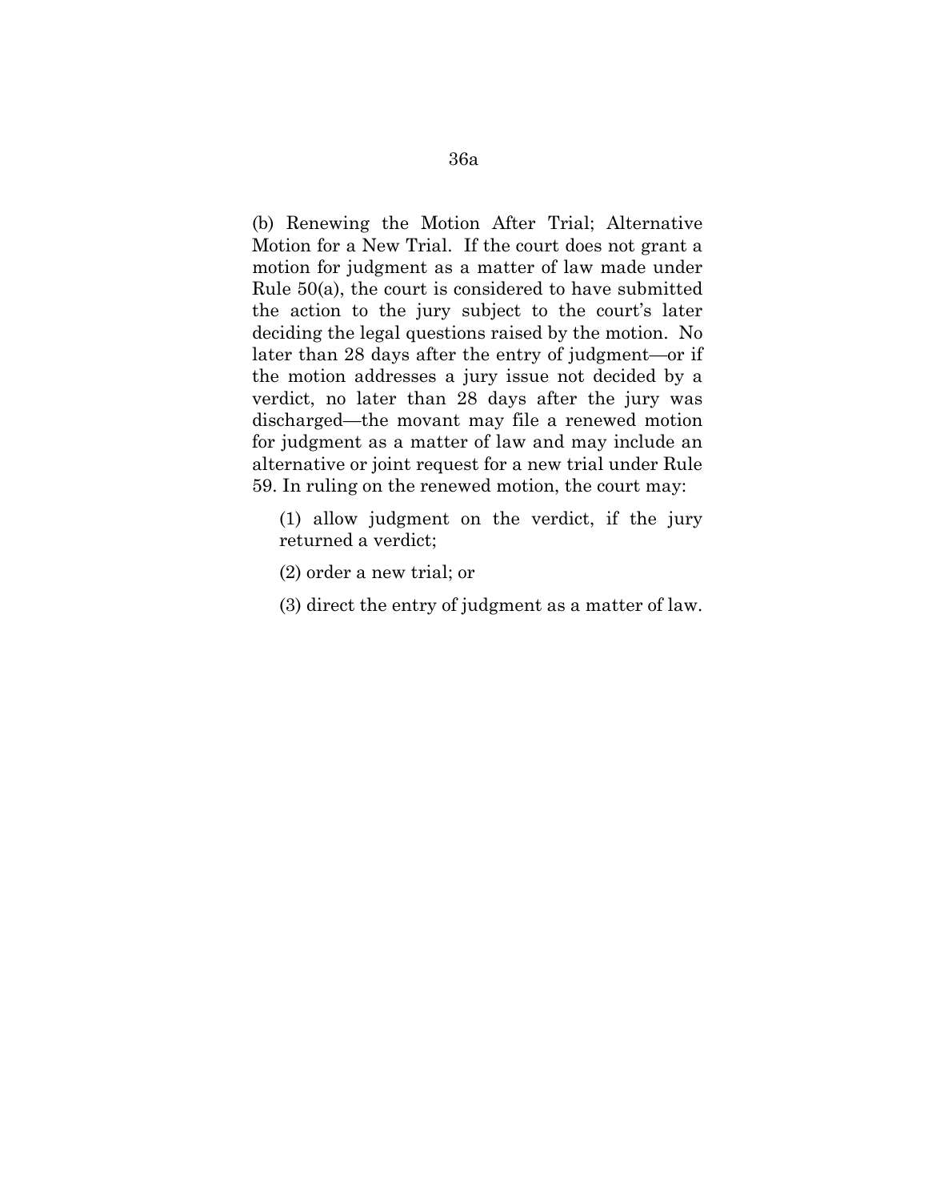(b) Renewing the Motion After Trial; Alternative Motion for a New Trial. If the court does not grant a motion for judgment as a matter of law made under Rule 50(a), the court is considered to have submitted the action to the jury subject to the court's later deciding the legal questions raised by the motion. No later than 28 days after the entry of judgment—or if the motion addresses a jury issue not decided by a verdict, no later than 28 days after the jury was discharged—the movant may file a renewed motion for judgment as a matter of law and may include an alternative or joint request for a new trial under Rule 59. In ruling on the renewed motion, the court may:

(1) allow judgment on the verdict, if the jury returned a verdict;

(2) order a new trial; or

(3) direct the entry of judgment as a matter of law.